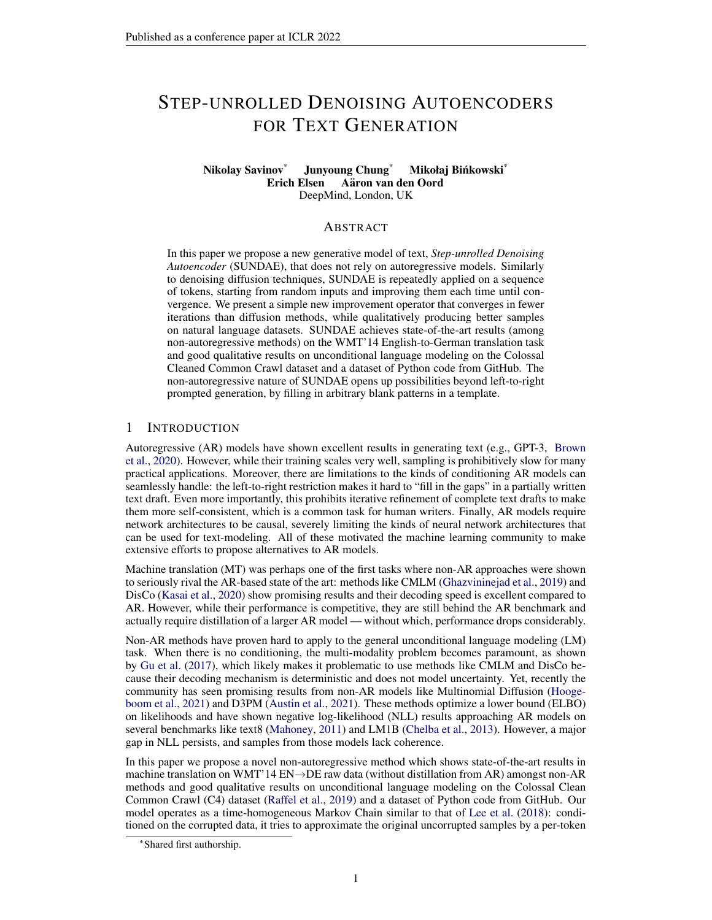# STEP-UNROLLED DENOISING AUTOENCODERS FOR TEXT GENERATION

**Nikolay Savinov*** **Junyoung Chung*** **Mikołaj Bińkowski***
**Erich Elsen** **Aäron van den Oord**
DeepMind, London, UK

## ABSTRACT

In this paper we propose a new generative model of text, *Step-unrolled Denoising Autoencoder* (SUNDAE), that does not rely on autoregressive models. Similarly to denoising diffusion techniques, SUNDAE is repeatedly applied on a sequence of tokens, starting from random inputs and improving them each time until convergence. We present a simple new improvement operator that converges in fewer iterations than diffusion methods, while qualitatively producing better samples on natural language datasets. SUNDAE achieves state-of-the-art results (among non-autoregressive methods) on the WMT'14 English-to-German translation task and good qualitative results on unconditional language modeling on the Colossal Cleaned Common Crawl dataset and a dataset of Python code from GitHub. The non-autoregressive nature of SUNDAE opens up possibilities beyond left-to-right prompted generation, by filling in arbitrary blank patterns in a template.

## 1 INTRODUCTION

Autoregressive (AR) models have shown excellent results in generating text (e.g., GPT-3, Brown et al., 2020). However, while their training scales very well, sampling is prohibitively slow for many practical applications. Moreover, there are limitations to the kinds of conditioning AR models can seamlessly handle: the left-to-right restriction makes it hard to "fill in the gaps" in a partially written text draft. Even more importantly, this prohibits iterative refinement of complete text drafts to make them more self-consistent, which is a common task for human writers. Finally, AR models require network architectures to be causal, severely limiting the kinds of neural network architectures that can be used for text-modeling. All of these motivated the machine learning community to make extensive efforts to propose alternatives to AR models.

Machine translation (MT) was perhaps one of the first tasks where non-AR approaches were shown to seriously rival the AR-based state of the art: methods like CMLM (Ghazvininejad et al., 2019) and DisCo (Kasai et al., 2020) show promising results and their decoding speed is excellent compared to AR. However, while their performance is competitive, they are still behind the AR benchmark and actually require distillation of a larger AR model — without which, performance drops considerably.

Non-AR methods have proven hard to apply to the general unconditional language modeling (LM) task. When there is no conditioning, the multi-modality problem becomes paramount, as shown by Gu et al. (2017), which likely makes it problematic to use methods like CMLM and DisCo because their decoding mechanism is deterministic and does not model uncertainty. Yet, recently the community has seen promising results from non-AR models like Multinomial Diffusion (Hoogeboom et al., 2021) and D3PM (Austin et al., 2021). These methods optimize a lower bound (ELBO) on likelihoods and have shown negative log-likelihood (NLL) results approaching AR models on several benchmarks like text8 (Mahoney, 2011) and LM1B (Chelba et al., 2013). However, a major gap in NLL persists, and samples from those models lack coherence.

In this paper we propose a novel non-autoregressive method which shows state-of-the-art results in machine translation on WMT'14 EN→DE raw data (without distillation from AR) amongst non-AR methods and good qualitative results on unconditional language modeling on the Colossal Clean Common Crawl (C4) dataset (Raffel et al., 2019) and a dataset of Python code from GitHub. Our model operates as a time-homogeneous Markov Chain similar to that of Lee et al. (2018): conditioned on the corrupted data, it tries to approximate the original uncorrupted samples by a per-token

*Shared first authorship.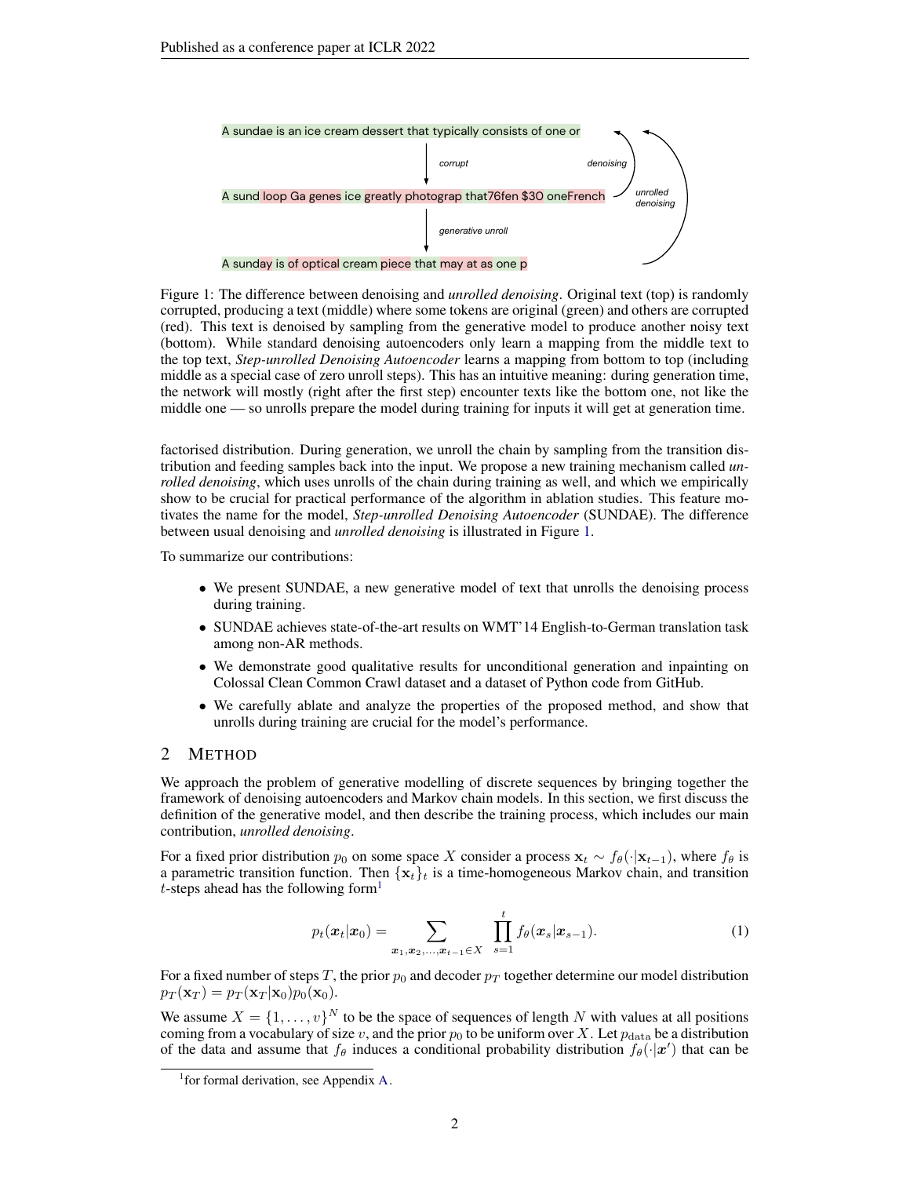A sundae is an ice cream dessert that typically consists of one or

*corrupt* | *denoising* | *unrolled denoising*

A sund loop Ga genes ice greatly photograp that76fen $30 oneFrench

*generative unroll*

A sunday is of optical cream piece that may at as one p

Figure 1: The difference between denoising and *unrolled denoising*. Original text (top) is randomly corrupted, producing a text (middle) where some tokens are original (green) and others are corrupted (red). This text is denoised by sampling from the generative model to produce another noisy text (bottom). While standard denoising autoencoders only learn a mapping from the middle text to the top text, *Step-unrolled Denoising Autoencoder* learns a mapping from bottom to top (including middle as a special case of zero unroll steps). This has an intuitive meaning: during generation time, the network will mostly (right after the first step) encounter texts like the bottom one, not like the middle one — so unrolls prepare the model during training for inputs it will get at generation time.

factorised distribution. During generation, we unroll the chain by sampling from the transition distribution and feeding samples back into the input. We propose a new training mechanism called *unrolled denoising*, which uses unrolls of the chain during training as well, and which we empirically show to be crucial for practical performance of the algorithm in ablation studies. This feature motivates the name for the model, *Step-unrolled Denoising Autoencoder* (SUNDAE). The difference between usual denoising and *unrolled denoising* is illustrated in Figure 1.

To summarize our contributions:

- We present SUNDAE, a new generative model of text that unrolls the denoising process during training.
- SUNDAE achieves state-of-the-art results on WMT'14 English-to-German translation task among non-AR methods.
- We demonstrate good qualitative results for unconditional generation and inpainting on Colossal Clean Common Crawl dataset and a dataset of Python code from GitHub.
- We carefully ablate and analyze the properties of the proposed method, and show that unrolls during training are crucial for the model's performance.

## 2 Method

We approach the problem of generative modelling of discrete sequences by bringing together the framework of denoising autoencoders and Markov chain models. In this section, we first discuss the definition of the generative model, and then describe the training process, which includes our main contribution, *unrolled denoising*.

For a fixed prior distribution $p_0$ on some space $X$ consider a process $\mathbf{x}_t \sim f_\theta(\cdot|\mathbf{x}_{t-1})$, where $f_\theta$ is a parametric transition function. Then $\{\mathbf{x}_t\}_t$ is a time-homogeneous Markov chain, and transition $t$-steps ahead has the following form[1]

$$p_t(\boldsymbol{x}_t|\boldsymbol{x}_0) = \sum_{\boldsymbol{x}_1,\boldsymbol{x}_2,\ldots,\boldsymbol{x}_{t-1}\in X} \prod_{s=1}^{t} f_\theta(\boldsymbol{x}_s|\boldsymbol{x}_{s-1}). \tag{1}$$

For a fixed number of steps $T$, the prior $p_0$ and decoder $p_T$ together determine our model distribution $p_T(\mathbf{x}_T) = p_T(\mathbf{x}_T|\mathbf{x}_0)p_0(\mathbf{x}_0)$.

We assume $X = \{1, \ldots, v\}^N$ to be the space of sequences of length $N$ with values at all positions coming from a vocabulary of size $v$, and the prior $p_0$ to be uniform over $X$. Let $p_{\text{data}}$ be a distribution of the data and assume that $f_\theta$ induces a conditional probability distribution $f_\theta(\cdot|\boldsymbol{x}')$ that can be

[1] for formal derivation, see Appendix A.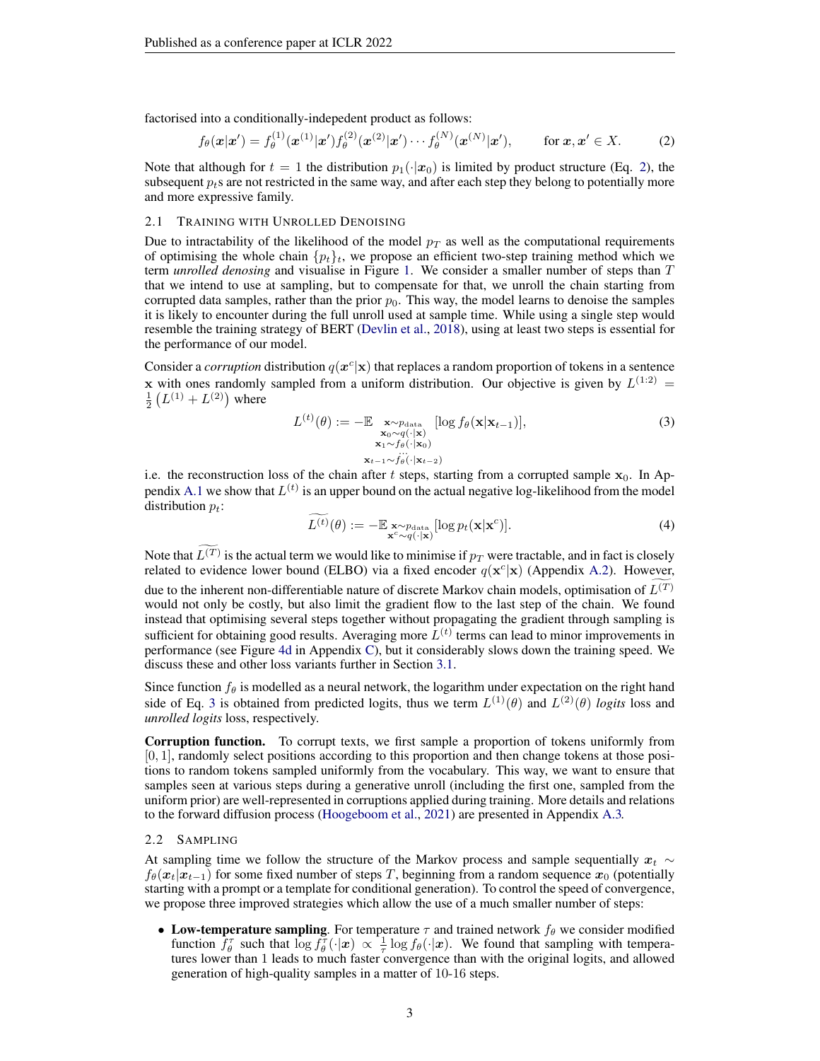factorised into a conditionally-indepedent product as follows:

$$f_\theta(\boldsymbol{x}|\boldsymbol{x}') = f_\theta^{(1)}(\boldsymbol{x}^{(1)}|\boldsymbol{x}')f_\theta^{(2)}(\boldsymbol{x}^{(2)}|\boldsymbol{x}')\cdots f_\theta^{(N)}(\boldsymbol{x}^{(N)}|\boldsymbol{x}'), \qquad \text{for } \boldsymbol{x}, \boldsymbol{x}' \in X. \tag{2}$$

Note that although for $t = 1$ the distribution $p_1(\cdot|\boldsymbol{x}_0)$ is limited by product structure (Eq. 2), the subsequent $p_t$s are not restricted in the same way, and after each step they belong to potentially more and more expressive family.

### 2.1 Training with Unrolled Denoising

Due to intractability of the likelihood of the model $p_T$ as well as the computational requirements of optimising the whole chain $\{p_t\}_t$, we propose an efficient two-step training method which we term *unrolled denosing* and visualise in Figure 1. We consider a smaller number of steps than $T$ that we intend to use at sampling, but to compensate for that, we unroll the chain starting from corrupted data samples, rather than the prior $p_0$. This way, the model learns to denoise the samples it is likely to encounter during the full unroll used at sample time. While using a single step would resemble the training strategy of BERT (Devlin et al., 2018), using at least two steps is essential for the performance of our model.

Consider a *corruption* distribution $q(\boldsymbol{x}^c|\mathbf{x})$ that replaces a random proportion of tokens in a sentence $\mathbf{x}$ with ones randomly sampled from a uniform distribution. Our objective is given by $L^{(1:2)} = \frac{1}{2}\left(L^{(1)} + L^{(2)}\right)$ where

$$L^{(t)}(\theta) := -\mathbb{E}_{\substack{\mathbf{x}\sim p_{\text{data}} \\ \mathbf{x}_0\sim q(\cdot|\mathbf{x}) \\ \mathbf{x}_1\sim f_\theta(\cdot|\mathbf{x}_0) \\ \cdots \\ \mathbf{x}_{t-1}\sim f_\theta(\cdot|\mathbf{x}_{t-2})}} [\log f_\theta(\mathbf{x}|\mathbf{x}_{t-1})], \tag{3}$$

i.e. the reconstruction loss of the chain after $t$ steps, starting from a corrupted sample $\mathbf{x}_0$. In Appendix A.1 we show that $L^{(t)}$ is an upper bound on the actual negative log-likelihood from the model distribution $p_t$:

$$\widetilde{L^{(t)}}(\theta) := -\mathbb{E}_{\substack{\mathbf{x}\sim p_{\text{data}} \\ \mathbf{x}^c\sim q(\cdot|\mathbf{x})}} [\log p_t(\mathbf{x}|\mathbf{x}^c)]. \tag{4}$$

Note that $\widetilde{L^{(T)}}$ is the actual term we would like to minimise if $p_T$ were tractable, and in fact is closely related to evidence lower bound (ELBO) via a fixed encoder $q(\mathbf{x}^c|\mathbf{x})$ (Appendix A.2). However, due to the inherent non-differentiable nature of discrete Markov chain models, optimisation of $\widetilde{L^{(T)}}$ would not only be costly, but also limit the gradient flow to the last step of the chain. We found instead that optimising several steps together without propagating the gradient through sampling is sufficient for obtaining good results. Averaging more $L^{(t)}$ terms can lead to minor improvements in performance (see Figure 4d in Appendix C), but it considerably slows down the training speed. We discuss these and other loss variants further in Section 3.1.

Since function $f_\theta$ is modelled as a neural network, the logarithm under expectation on the right hand side of Eq. 3 is obtained from predicted logits, thus we term $L^{(1)}(\theta)$ and $L^{(2)}(\theta)$ *logits* loss and *unrolled logits* loss, respectively.

**Corruption function.** To corrupt texts, we first sample a proportion of tokens uniformly from $[0, 1]$, randomly select positions according to this proportion and then change tokens at those positions to random tokens sampled uniformly from the vocabulary. This way, we want to ensure that samples seen at various steps during a generative unroll (including the first one, sampled from the uniform prior) are well-represented in corruptions applied during training. More details and relations to the forward diffusion process (Hoogeboom et al., 2021) are presented in Appendix A.3.

### 2.2 Sampling

At sampling time we follow the structure of the Markov process and sample sequentially $\boldsymbol{x}_t \sim f_\theta(\boldsymbol{x}_t|\boldsymbol{x}_{t-1})$ for some fixed number of steps $T$, beginning from a random sequence $\boldsymbol{x}_0$ (potentially starting with a prompt or a template for conditional generation). To control the speed of convergence, we propose three improved strategies which allow the use of a much smaller number of steps:

- **Low-temperature sampling**. For temperature $\tau$ and trained network $f_\theta$ we consider modified function $f_\theta^\tau$ such that $\log f_\theta^\tau(\cdot|\boldsymbol{x}) \propto \frac{1}{\tau}\log f_\theta(\cdot|\boldsymbol{x})$. We found that sampling with temperatures lower than 1 leads to much faster convergence than with the original logits, and allowed generation of high-quality samples in a matter of 10-16 steps.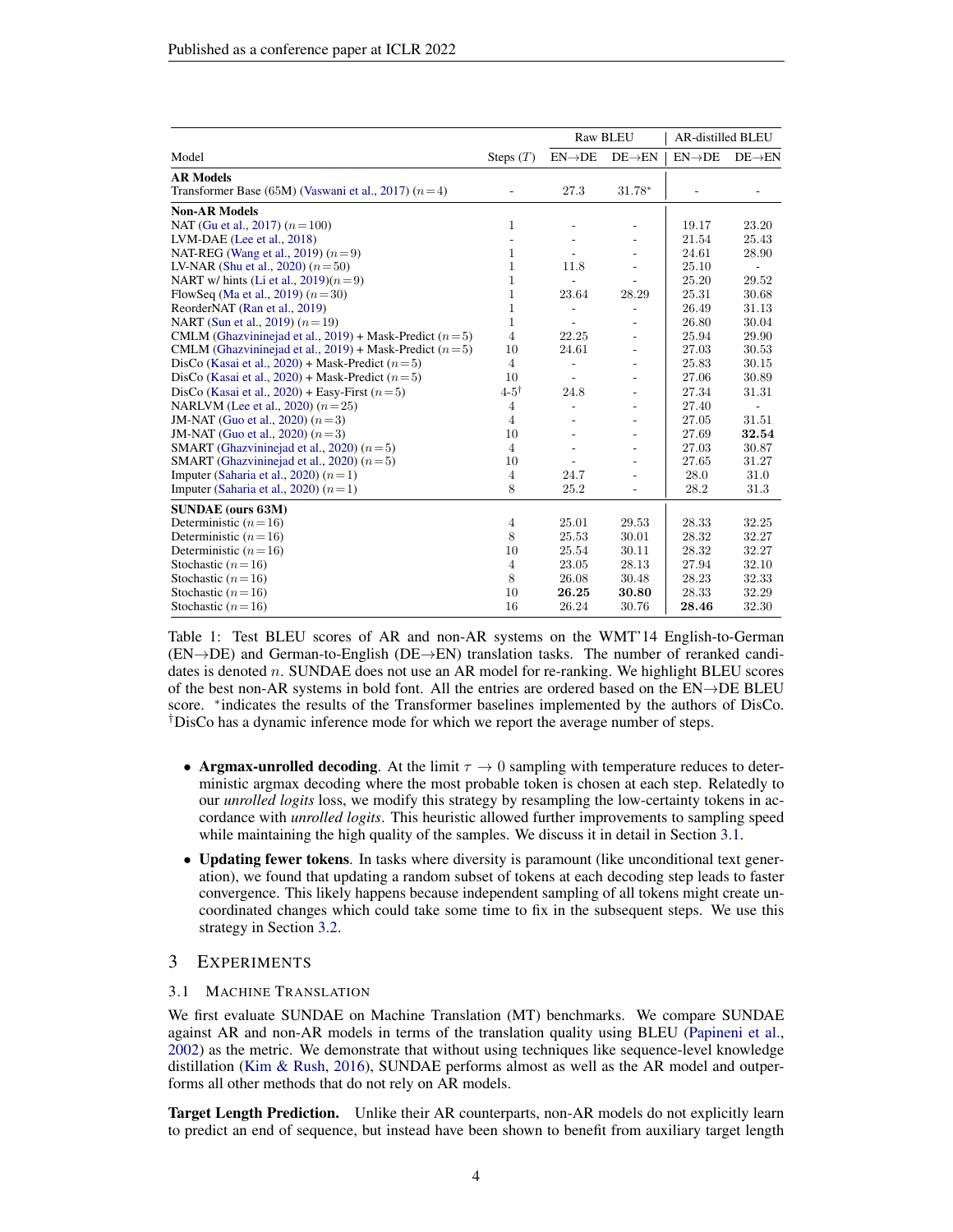| Model | Steps ($T$) | Raw BLEU EN→DE | Raw BLEU DE→EN | AR-distilled BLEU EN→DE | AR-distilled BLEU DE→EN |
|---|---|---|---|---|---|
| **AR Models** | | | | | |
| Transformer Base (65M) (Vaswani et al., 2017) ($n=4$) | - | 27.3 | 31.78* | - | - |
| **Non-AR Models** | | | | | |
| NAT (Gu et al., 2017) ($n=100$) | 1 | - | - | 19.17 | 23.20 |
| LVM-DAE (Lee et al., 2018) | - | - | - | 21.54 | 25.43 |
| NAT-REG (Wang et al., 2019) ($n=9$) | 1 | - | - | 24.61 | 28.90 |
| LV-NAR (Shu et al., 2020) ($n=50$) | 1 | 11.8 | - | 25.10 | - |
| NART w/ hints (Li et al., 2019)($n=9$) | 1 | - | - | 25.20 | 29.52 |
| FlowSeq (Ma et al., 2019) ($n=30$) | 1 | 23.64 | 28.29 | 25.31 | 30.68 |
| ReorderNAT (Ran et al., 2019) | 1 | - | - | 26.49 | 31.13 |
| NART (Sun et al., 2019) ($n=19$) | 1 | - | - | 26.80 | 30.04 |
| CMLM (Ghazvininejad et al., 2019) + Mask-Predict ($n=5$) | 4 | 22.25 | - | 25.94 | 29.90 |
| CMLM (Ghazvininejad et al., 2019) + Mask-Predict ($n=5$) | 10 | 24.61 | - | 27.03 | 30.53 |
| DisCo (Kasai et al., 2020) + Mask-Predict ($n=5$) | 4 | - | - | 25.83 | 30.15 |
| DisCo (Kasai et al., 2020) + Mask-Predict ($n=5$) | 10 | - | - | 27.06 | 30.89 |
| DisCo (Kasai et al., 2020) + Easy-First ($n=5$) | 4-5[†] | 24.8 | - | 27.34 | 31.31 |
| NARLVM (Lee et al., 2020) ($n=25$) | 4 | - | - | 27.40 | - |
| JM-NAT (Guo et al., 2020) ($n=3$) | 4 | - | - | 27.05 | 31.51 |
| JM-NAT (Guo et al., 2020) ($n=3$) | 10 | - | - | 27.69 | **32.54** |
| SMART (Ghazvininejad et al., 2020) ($n=5$) | 4 | - | - | 27.03 | 30.87 |
| SMART (Ghazvininejad et al., 2020) ($n=5$) | 10 | - | - | 27.65 | 31.27 |
| Imputer (Saharia et al., 2020) ($n=1$) | 4 | 24.7 | - | 28.0 | 31.0 |
| Imputer (Saharia et al., 2020) ($n=1$) | 8 | 25.2 | - | 28.2 | 31.3 |
| **SUNDAE (ours 63M)** | | | | | |
| Deterministic ($n=16$) | 4 | 25.01 | 29.53 | 28.33 | 32.25 |
| Deterministic ($n=16$) | 8 | 25.53 | 30.01 | 28.32 | 32.27 |
| Deterministic ($n=16$) | 10 | 25.54 | 30.11 | 28.32 | 32.27 |
| Stochastic ($n=16$) | 4 | 23.05 | 28.13 | 27.94 | 32.10 |
| Stochastic ($n=16$) | 8 | 26.08 | 30.48 | 28.23 | 32.33 |
| Stochastic ($n=16$) | 10 | **26.25** | **30.80** | 28.33 | 32.29 |
| Stochastic ($n=16$) | 16 | 26.24 | 30.76 | **28.46** | 32.30 |

Table 1: Test BLEU scores of AR and non-AR systems on the WMT'14 English-to-German (EN→DE) and German-to-English (DE→EN) translation tasks. The number of reranked candidates is denoted $n$. SUNDAE does not use an AR model for re-ranking. We highlight BLEU scores of the best non-AR systems in bold font. All the entries are ordered based on the EN→DE BLEU score. *indicates the results of the Transformer baselines implemented by the authors of DisCo. [†]DisCo has a dynamic inference mode for which we report the average number of steps.

- **Argmax-unrolled decoding**. At the limit $\tau \to 0$ sampling with temperature reduces to deterministic argmax decoding where the most probable token is chosen at each step. Relatedly to our *unrolled logits* loss, we modify this strategy by resampling the low-certainty tokens in accordance with *unrolled logits*. This heuristic allowed further improvements to sampling speed while maintaining the high quality of the samples. We discuss it in detail in Section 3.1.
- **Updating fewer tokens**. In tasks where diversity is paramount (like unconditional text generation), we found that updating a random subset of tokens at each decoding step leads to faster convergence. This likely happens because independent sampling of all tokens might create uncoordinated changes which could take some time to fix in the subsequent steps. We use this strategy in Section 3.2.

# 3 Experiments

## 3.1 Machine Translation

We first evaluate SUNDAE on Machine Translation (MT) benchmarks. We compare SUNDAE against AR and non-AR models in terms of the translation quality using BLEU (Papineni et al., 2002) as the metric. We demonstrate that without using techniques like sequence-level knowledge distillation (Kim & Rush, 2016), SUNDAE performs almost as well as the AR model and outperforms all other methods that do not rely on AR models.

**Target Length Prediction.** Unlike their AR counterparts, non-AR models do not explicitly learn to predict an end of sequence, but instead have been shown to benefit from auxiliary target length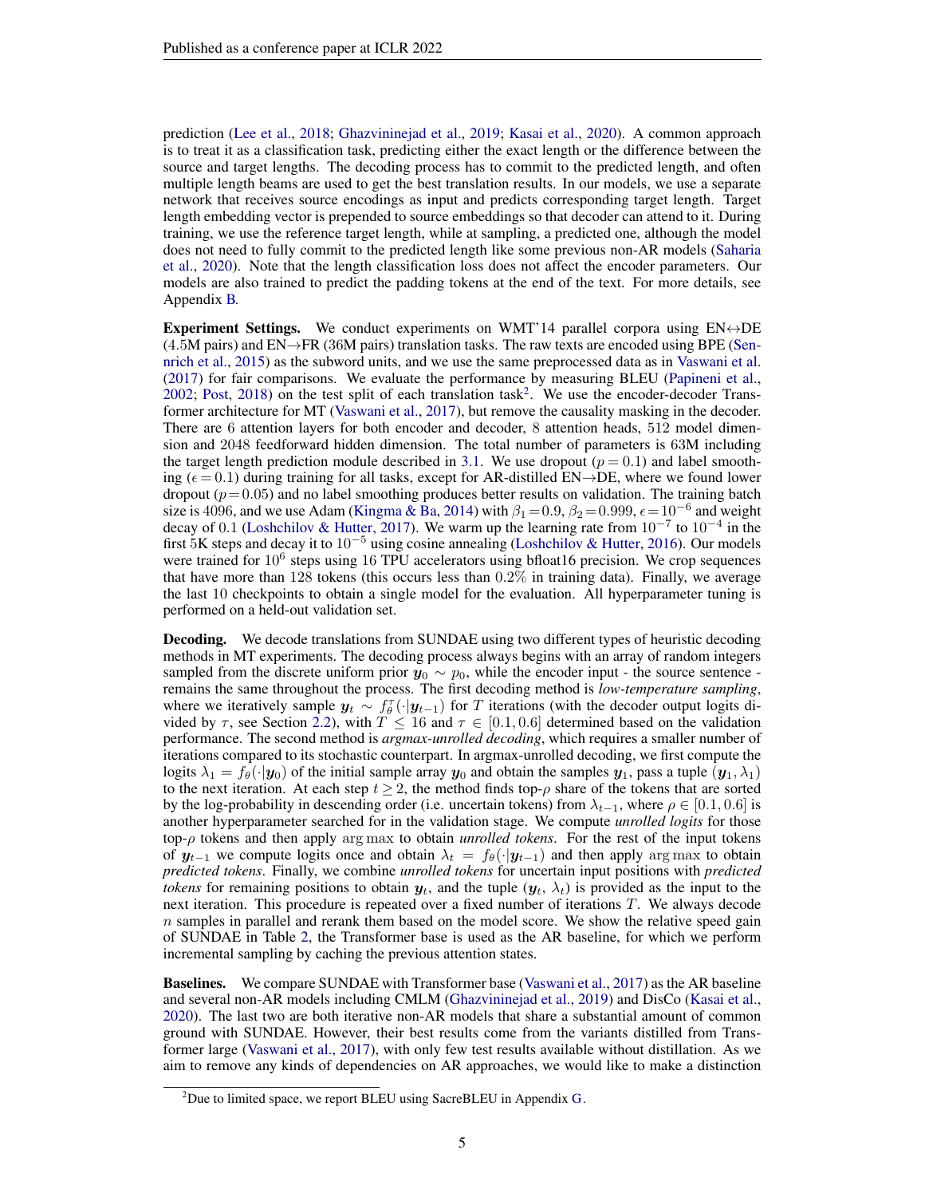prediction (Lee et al., 2018; Ghazvininejad et al., 2019; Kasai et al., 2020). A common approach is to treat it as a classification task, predicting either the exact length or the difference between the source and target lengths. The decoding process has to commit to the predicted length, and often multiple length beams are used to get the best translation results. In our models, we use a separate network that receives source encodings as input and predicts corresponding target length. Target length embedding vector is prepended to source embeddings so that decoder can attend to it. During training, we use the reference target length, while at sampling, a predicted one, although the model does not need to fully commit to the predicted length like some previous non-AR models (Saharia et al., 2020). Note that the length classification loss does not affect the encoder parameters. Our models are also trained to predict the padding tokens at the end of the text. For more details, see Appendix B.

**Experiment Settings.** We conduct experiments on WMT'14 parallel corpora using EN↔DE (4.5M pairs) and EN→FR (36M pairs) translation tasks. The raw texts are encoded using BPE (Sennrich et al., 2015) as the subword units, and we use the same preprocessed data as in Vaswani et al. (2017) for fair comparisons. We evaluate the performance by measuring BLEU (Papineni et al., 2002; Post, 2018) on the test split of each translation task[2]. We use the encoder-decoder Transformer architecture for MT (Vaswani et al., 2017), but remove the causality masking in the decoder. There are 6 attention layers for both encoder and decoder, 8 attention heads, 512 model dimension and 2048 feedforward hidden dimension. The total number of parameters is 63M including the target length prediction module described in 3.1. We use dropout ($p = 0.1$) and label smoothing ($\epsilon = 0.1$) during training for all tasks, except for AR-distilled EN→DE, where we found lower dropout ($p = 0.05$) and no label smoothing produces better results on validation. The training batch size is 4096, and we use Adam (Kingma & Ba, 2014) with $\beta_1 = 0.9$, $\beta_2 = 0.999$, $\epsilon = 10^{-6}$ and weight decay of 0.1 (Loshchilov & Hutter, 2017). We warm up the learning rate from $10^{-7}$ to $10^{-4}$ in the first 5K steps and decay it to $10^{-5}$ using cosine annealing (Loshchilov & Hutter, 2016). Our models were trained for $10^6$ steps using 16 TPU accelerators using bfloat16 precision. We crop sequences that have more than 128 tokens (this occurs less than 0.2% in training data). Finally, we average the last 10 checkpoints to obtain a single model for the evaluation. All hyperparameter tuning is performed on a held-out validation set.

**Decoding.** We decode translations from SUNDAE using two different types of heuristic decoding methods in MT experiments. The decoding process always begins with an array of random integers sampled from the discrete uniform prior $\boldsymbol{y}_0 \sim p_0$, while the encoder input - the source sentence - remains the same throughout the process. The first decoding method is *low-temperature sampling*, where we iteratively sample $\boldsymbol{y}_t \sim f_\theta^\tau(\cdot|\boldsymbol{y}_{t-1})$ for $T$ iterations (with the decoder output logits divided by $\tau$, see Section 2.2), with $T \leq 16$ and $\tau \in [0.1, 0.6]$ determined based on the validation performance. The second method is *argmax-unrolled decoding*, which requires a smaller number of iterations compared to its stochastic counterpart. In argmax-unrolled decoding, we first compute the logits $\lambda_1 = f_\theta(\cdot|\boldsymbol{y}_0)$ of the initial sample array $\boldsymbol{y}_0$ and obtain the samples $\boldsymbol{y}_1$, pass a tuple $(\boldsymbol{y}_1, \lambda_1)$ to the next iteration. At each step $t \geq 2$, the method finds top-$\rho$ share of the tokens that are sorted by the log-probability in descending order (i.e. uncertain tokens) from $\lambda_{t-1}$, where $\rho \in [0.1, 0.6]$ is another hyperparameter searched for in the validation stage. We compute *unrolled logits* for those top-$\rho$ tokens and then apply $\arg\max$ to obtain *unrolled tokens*. For the rest of the input tokens of $\boldsymbol{y}_{t-1}$ we compute logits once and obtain $\lambda_t = f_\theta(\cdot|\boldsymbol{y}_{t-1})$ and then apply $\arg\max$ to obtain *predicted tokens*. Finally, we combine *unrolled tokens* for uncertain input positions with *predicted tokens* for remaining positions to obtain $\boldsymbol{y}_t$, and the tuple $(\boldsymbol{y}_t, \lambda_t)$ is provided as the input to the next iteration. This procedure is repeated over a fixed number of iterations $T$. We always decode $n$ samples in parallel and rerank them based on the model score. We show the relative speed gain of SUNDAE in Table 2, the Transformer base is used as the AR baseline, for which we perform incremental sampling by caching the previous attention states.

**Baselines.** We compare SUNDAE with Transformer base (Vaswani et al., 2017) as the AR baseline and several non-AR models including CMLM (Ghazvininejad et al., 2019) and DisCo (Kasai et al., 2020). The last two are both iterative non-AR models that share a substantial amount of common ground with SUNDAE. However, their best results come from the variants distilled from Transformer large (Vaswani et al., 2017), with only few test results available without distillation. As we aim to remove any kinds of dependencies on AR approaches, we would like to make a distinction

[2] Due to limited space, we report BLEU using SacreBLEU in Appendix G.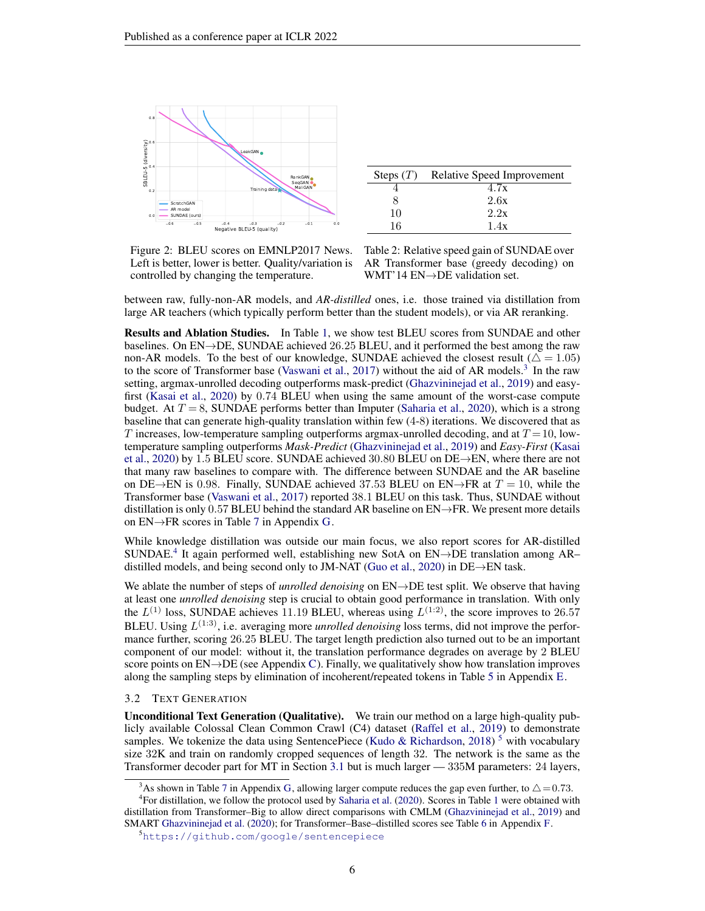Figure 2: BLEU scores on EMNLP2017 News. Left is better, lower is better. Quality/variation is controlled by changing the temperature.

| Steps ($T$) | Relative Speed Improvement |
|---|---|
| 4 | 4.7x |
| 8 | 2.6x |
| 10 | 2.2x |
| 16 | 1.4x |

Table 2: Relative speed gain of SUNDAE over AR Transformer base (greedy decoding) on WMT'14 EN→DE validation set.

between raw, fully-non-AR models, and *AR-distilled* ones, i.e. those trained via distillation from large AR teachers (which typically perform better than the student models), or via AR reranking.

**Results and Ablation Studies.** In Table 1, we show test BLEU scores from SUNDAE and other baselines. On EN→DE, SUNDAE achieved 26.25 BLEU, and it performed the best among the raw non-AR models. To the best of our knowledge, SUNDAE achieved the closest result ($\triangle = 1.05$) to the score of Transformer base (Vaswani et al., 2017) without the aid of AR models.[3] In the raw setting, argmax-unrolled decoding outperforms mask-predict (Ghazvininejad et al., 2019) and easy-first (Kasai et al., 2020) by 0.74 BLEU when using the same amount of the worst-case compute budget. At $T = 8$, SUNDAE performs better than Imputer (Saharia et al., 2020), which is a strong baseline that can generate high-quality translation within few (4-8) iterations. We discovered that as $T$ increases, low-temperature sampling outperforms argmax-unrolled decoding, and at $T = 10$, low-temperature sampling outperforms *Mask-Predict* (Ghazvininejad et al., 2019) and *Easy-First* (Kasai et al., 2020) by 1.5 BLEU score. SUNDAE achieved 30.80 BLEU on DE→EN, where there are not that many raw baselines to compare with. The difference between SUNDAE and the AR baseline on DE→EN is 0.98. Finally, SUNDAE achieved 37.53 BLEU on EN→FR at $T = 10$, while the Transformer base (Vaswani et al., 2017) reported 38.1 BLEU on this task. Thus, SUNDAE without distillation is only 0.57 BLEU behind the standard AR baseline on EN→FR. We present more details on EN→FR scores in Table 7 in Appendix G.

While knowledge distillation was outside our main focus, we also report scores for AR-distilled SUNDAE.[4] It again performed well, establishing new SotA on EN→DE translation among AR–distilled models, and being second only to JM-NAT (Guo et al., 2020) in DE→EN task.

We ablate the number of steps of *unrolled denoising* on EN→DE test split. We observe that having at least one *unrolled denoising* step is crucial to obtain good performance in translation. With only the $L^{(1)}$ loss, SUNDAE achieves 11.19 BLEU, whereas using $L^{(1:2)}$, the score improves to 26.57 BLEU. Using $L^{(1:3)}$, i.e. averaging more *unrolled denoising* loss terms, did not improve the performance further, scoring 26.25 BLEU. The target length prediction also turned out to be an important component of our model: without it, the translation performance degrades on average by 2 BLEU score points on EN→DE (see Appendix C). Finally, we qualitatively show how translation improves along the sampling steps by elimination of incoherent/repeated tokens in Table 5 in Appendix E.

### 3.2 Text Generation

**Unconditional Text Generation (Qualitative).** We train our method on a large high-quality publicly available Colossal Clean Common Crawl (C4) dataset (Raffel et al., 2019) to demonstrate samples. We tokenize the data using SentencePiece (Kudo & Richardson, 2018) [5] with vocabulary size 32K and train on randomly cropped sequences of length 32. The network is the same as the Transformer decoder part for MT in Section 3.1 but is much larger — 335M parameters: 24 layers,

[3] As shown in Table 7 in Appendix G, allowing larger compute reduces the gap even further, to $\triangle = 0.73$.

[4] For distillation, we follow the protocol used by Saharia et al. (2020). Scores in Table 1 were obtained with distillation from Transformer–Big to allow direct comparisons with CMLM (Ghazvininejad et al., 2019) and SMART Ghazvininejad et al. (2020); for Transformer–Base–distilled scores see Table 6 in Appendix F.

[5] `https://github.com/google/sentencepiece`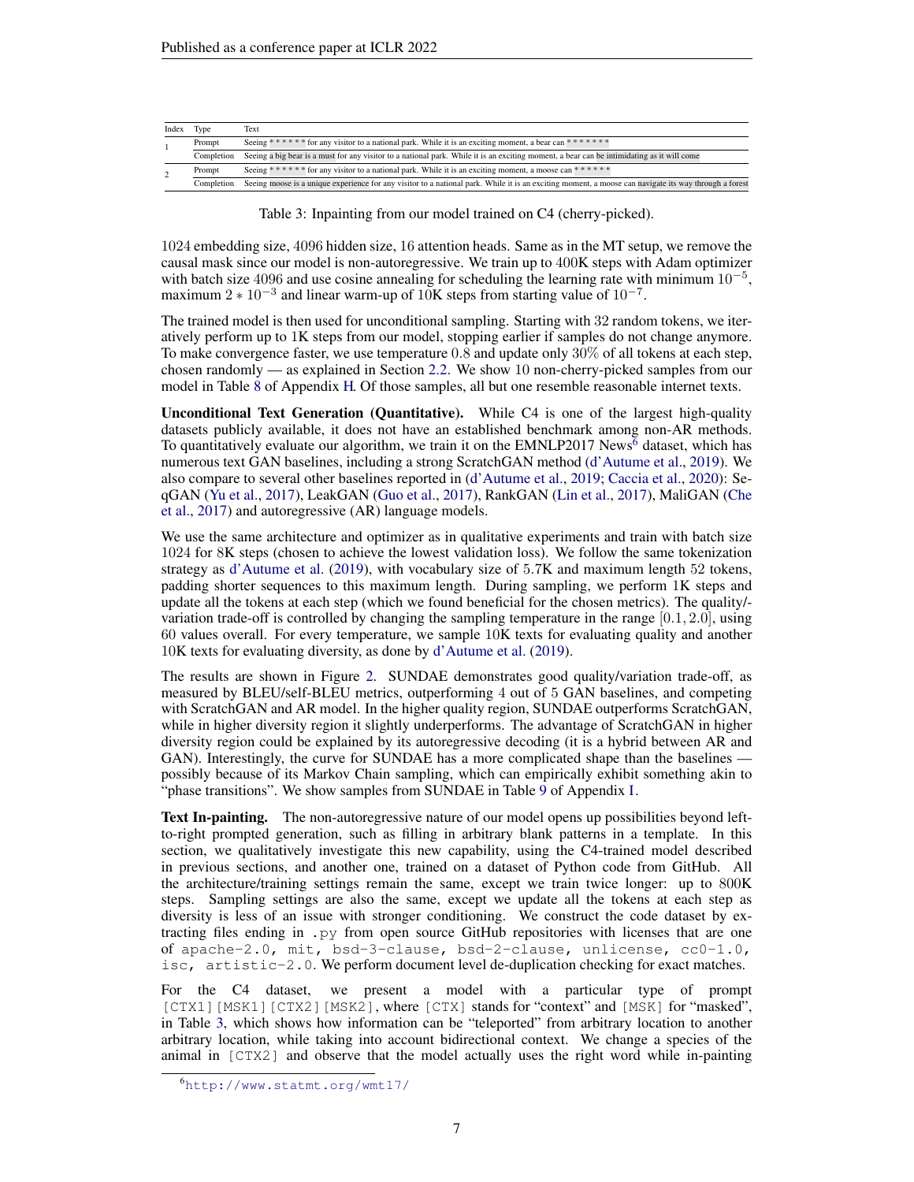| Index | Type | Text |
|---|---|---|
| 1 | Prompt | Seeing * * * * * * for any visitor to a national park. While it is an exciting moment, a bear can * * * * * * * |
| | Completion | Seeing a big bear is a must for any visitor to a national park. While it is an exciting moment, a bear can be intimidating as it will come |
| 2 | Prompt | Seeing * * * * * * for any visitor to a national park. While it is an exciting moment, a moose can * * * * * * |
| | Completion | Seeing moose is a unique experience for any visitor to a national park. While it is an exciting moment, a moose can navigate its way through a forest |

Table 3: Inpainting from our model trained on C4 (cherry-picked).

1024 embedding size, 4096 hidden size, 16 attention heads. Same as in the MT setup, we remove the causal mask since our model is non-autoregressive. We train up to 400K steps with Adam optimizer with batch size 4096 and use cosine annealing for scheduling the learning rate with minimum $10^{-5}$, maximum $2 * 10^{-3}$ and linear warm-up of 10K steps from starting value of $10^{-7}$.

The trained model is then used for unconditional sampling. Starting with 32 random tokens, we iteratively perform up to 1K steps from our model, stopping earlier if samples do not change anymore. To make convergence faster, we use temperature 0.8 and update only 30% of all tokens at each step, chosen randomly — as explained in Section 2.2. We show 10 non-cherry-picked samples from our model in Table 8 of Appendix H. Of those samples, all but one resemble reasonable internet texts.

**Unconditional Text Generation (Quantitative).** While C4 is one of the largest high-quality datasets publicly available, it does not have an established benchmark among non-AR methods. To quantitatively evaluate our algorithm, we train it on the EMNLP2017 News[6] dataset, which has numerous text GAN baselines, including a strong ScratchGAN method (d'Autume et al., 2019). We also compare to several other baselines reported in (d'Autume et al., 2019; Caccia et al., 2020): SeqGAN (Yu et al., 2017), LeakGAN (Guo et al., 2017), RankGAN (Lin et al., 2017), MaliGAN (Che et al., 2017) and autoregressive (AR) language models.

We use the same architecture and optimizer as in qualitative experiments and train with batch size 1024 for 8K steps (chosen to achieve the lowest validation loss). We follow the same tokenization strategy as d'Autume et al. (2019), with vocabulary size of 5.7K and maximum length 52 tokens, padding shorter sequences to this maximum length. During sampling, we perform 1K steps and update all the tokens at each step (which we found beneficial for the chosen metrics). The quality/variation trade-off is controlled by changing the sampling temperature in the range [0.1, 2.0], using 60 values overall. For every temperature, we sample 10K texts for evaluating quality and another 10K texts for evaluating diversity, as done by d'Autume et al. (2019).

The results are shown in Figure 2. SUNDAE demonstrates good quality/variation trade-off, as measured by BLEU/self-BLEU metrics, outperforming 4 out of 5 GAN baselines, and competing with ScratchGAN and AR model. In the higher quality region, SUNDAE outperforms ScratchGAN, while in higher diversity region it slightly underperforms. The advantage of ScratchGAN in higher diversity region could be explained by its autoregressive decoding (it is a hybrid between AR and GAN). Interestingly, the curve for SUNDAE has a more complicated shape than the baselines — possibly because of its Markov Chain sampling, which can empirically exhibit something akin to "phase transitions". We show samples from SUNDAE in Table 9 of Appendix I.

**Text In-painting.** The non-autoregressive nature of our model opens up possibilities beyond left-to-right prompted generation, such as filling in arbitrary blank patterns in a template. In this section, we qualitatively investigate this new capability, using the C4-trained model described in previous sections, and another one, trained on a dataset of Python code from GitHub. All the architecture/training settings remain the same, except we train twice longer: up to 800K steps. Sampling settings are also the same, except we update all the tokens at each step as diversity is less of an issue with stronger conditioning. We construct the code dataset by extracting files ending in `.py` from open source GitHub repositories with licenses that are one of `apache-2.0`, `mit`, `bsd-3-clause`, `bsd-2-clause`, `unlicense`, `cc0-1.0`, `isc`, `artistic-2.0`. We perform document level de-duplication checking for exact matches.

For the C4 dataset, we present a model with a particular type of prompt `[CTX1][MSK1][CTX2][MSK2]`, where `[CTX]` stands for "context" and `[MSK]` for "masked", in Table 3, which shows how information can be "teleported" from arbitrary location to another arbitrary location, while taking into account bidirectional context. We change a species of the animal in `[CTX2]` and observe that the model actually uses the right word while in-painting

[6] http://www.statmt.org/wmt17/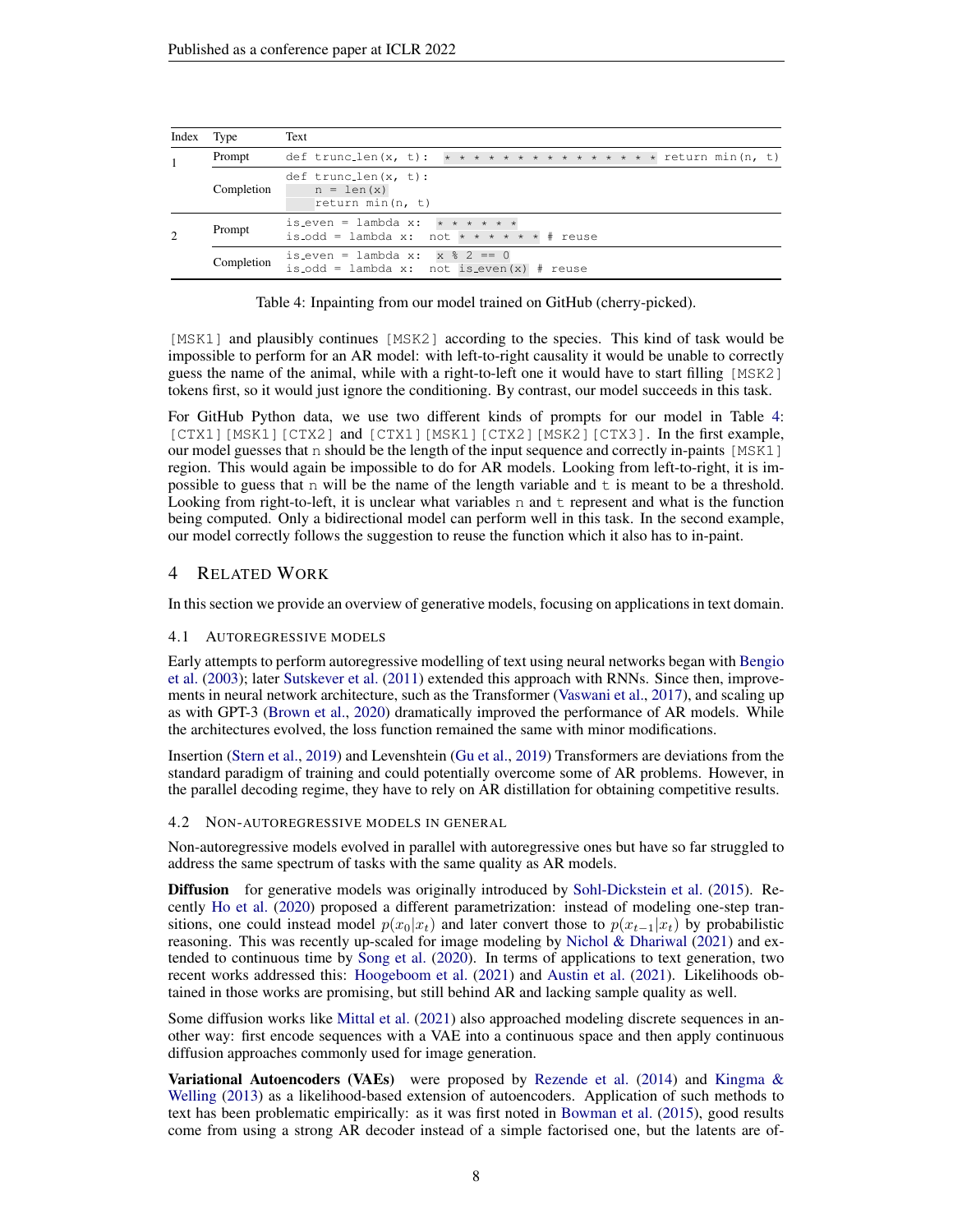| Index | Type | Text |
|---|---|---|
| 1 | Prompt | `def trunc_len(x, t): * * * * * * * * * * * * * * * * return min(n, t)` |
| | Completion | `def trunc_len(x, t):`<br>`    n = len(x)`<br>`    return min(n, t)` |
| 2 | Prompt | `is_even = lambda x: * * * * * *`<br>`is_odd = lambda x: not * * * * * * # reuse` |
| | Completion | `is_even = lambda x: x % 2 == 0`<br>`is_odd = lambda x: not is_even(x) # reuse` |

Table 4: Inpainting from our model trained on GitHub (cherry-picked).

[MSK1] and plausibly continues [MSK2] according to the species. This kind of task would be impossible to perform for an AR model: with left-to-right causality it would be unable to correctly guess the name of the animal, while with a right-to-left one it would have to start filling [MSK2] tokens first, so it would just ignore the conditioning. By contrast, our model succeeds in this task.

For GitHub Python data, we use two different kinds of prompts for our model in Table 4: [CTX1][MSK1][CTX2] and [CTX1][MSK1][CTX2][MSK2][CTX3]. In the first example, our model guesses that n should be the length of the input sequence and correctly in-paints [MSK1] region. This would again be impossible to do for AR models. Looking from left-to-right, it is impossible to guess that n will be the name of the length variable and t is meant to be a threshold. Looking from right-to-left, it is unclear what variables n and t represent and what is the function being computed. Only a bidirectional model can perform well in this task. In the second example, our model correctly follows the suggestion to reuse the function which it also has to in-paint.

## 4 Related Work

In this section we provide an overview of generative models, focusing on applications in text domain.

### 4.1 Autoregressive models

Early attempts to perform autoregressive modelling of text using neural networks began with Bengio et al. (2003); later Sutskever et al. (2011) extended this approach with RNNs. Since then, improvements in neural network architecture, such as the Transformer (Vaswani et al., 2017), and scaling up as with GPT-3 (Brown et al., 2020) dramatically improved the performance of AR models. While the architectures evolved, the loss function remained the same with minor modifications.

Insertion (Stern et al., 2019) and Levenshtein (Gu et al., 2019) Transformers are deviations from the standard paradigm of training and could potentially overcome some of AR problems. However, in the parallel decoding regime, they have to rely on AR distillation for obtaining competitive results.

### 4.2 Non-autoregressive models in general

Non-autoregressive models evolved in parallel with autoregressive ones but have so far struggled to address the same spectrum of tasks with the same quality as AR models.

**Diffusion** for generative models was originally introduced by Sohl-Dickstein et al. (2015). Recently Ho et al. (2020) proposed a different parametrization: instead of modeling one-step transitions, one could instead model $p(x_0|x_t)$ and later convert those to $p(x_{t-1}|x_t)$ by probabilistic reasoning. This was recently up-scaled for image modeling by Nichol & Dhariwal (2021) and extended to continuous time by Song et al. (2020). In terms of applications to text generation, two recent works addressed this: Hoogeboom et al. (2021) and Austin et al. (2021). Likelihoods obtained in those works are promising, but still behind AR and lacking sample quality as well.

Some diffusion works like Mittal et al. (2021) also approached modeling discrete sequences in another way: first encode sequences with a VAE into a continuous space and then apply continuous diffusion approaches commonly used for image generation.

**Variational Autoencoders (VAEs)** were proposed by Rezende et al. (2014) and Kingma & Welling (2013) as a likelihood-based extension of autoencoders. Application of such methods to text has been problematic empirically: as it was first noted in Bowman et al. (2015), good results come from using a strong AR decoder instead of a simple factorised one, but the latents are of-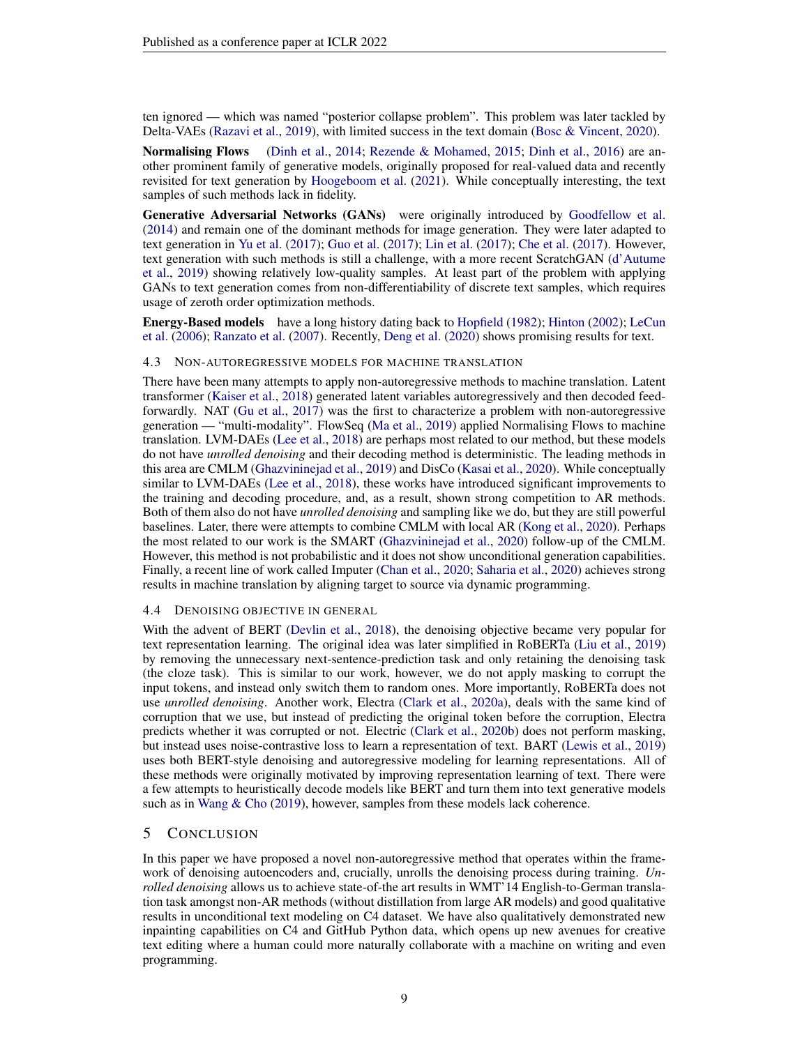ten ignored — which was named "posterior collapse problem". This problem was later tackled by Delta-VAEs (Razavi et al., 2019), with limited success in the text domain (Bosc & Vincent, 2020).

**Normalising Flows** (Dinh et al., 2014; Rezende & Mohamed, 2015; Dinh et al., 2016) are another prominent family of generative models, originally proposed for real-valued data and recently revisited for text generation by Hoogeboom et al. (2021). While conceptually interesting, the text samples of such methods lack in fidelity.

**Generative Adversarial Networks (GANs)** were originally introduced by Goodfellow et al. (2014) and remain one of the dominant methods for image generation. They were later adapted to text generation in Yu et al. (2017); Guo et al. (2017); Lin et al. (2017); Che et al. (2017). However, text generation with such methods is still a challenge, with a more recent ScratchGAN (d'Autume et al., 2019) showing relatively low-quality samples. At least part of the problem with applying GANs to text generation comes from non-differentiability of discrete text samples, which requires usage of zeroth order optimization methods.

**Energy-Based models** have a long history dating back to Hopfield (1982); Hinton (2002); LeCun et al. (2006); Ranzato et al. (2007). Recently, Deng et al. (2020) shows promising results for text.

### 4.3 Non-autoregressive models for machine translation

There have been many attempts to apply non-autoregressive methods to machine translation. Latent transformer (Kaiser et al., 2018) generated latent variables autoregressively and then decoded feed-forwardly. NAT (Gu et al., 2017) was the first to characterize a problem with non-autoregressive generation — "multi-modality". FlowSeq (Ma et al., 2019) applied Normalising Flows to machine translation. LVM-DAEs (Lee et al., 2018) are perhaps most related to our method, but these models do not have *unrolled denoising* and their decoding method is deterministic. The leading methods in this area are CMLM (Ghazvininejad et al., 2019) and DisCo (Kasai et al., 2020). While conceptually similar to LVM-DAEs (Lee et al., 2018), these works have introduced significant improvements to the training and decoding procedure, and, as a result, shown strong competition to AR methods. Both of them also do not have *unrolled denoising* and sampling like we do, but they are still powerful baselines. Later, there were attempts to combine CMLM with local AR (Kong et al., 2020). Perhaps the most related to our work is the SMART (Ghazvininejad et al., 2020) follow-up of the CMLM. However, this method is not probabilistic and it does not show unconditional generation capabilities. Finally, a recent line of work called Imputer (Chan et al., 2020; Saharia et al., 2020) achieves strong results in machine translation by aligning target to source via dynamic programming.

### 4.4 Denoising objective in general

With the advent of BERT (Devlin et al., 2018), the denoising objective became very popular for text representation learning. The original idea was later simplified in RoBERTa (Liu et al., 2019) by removing the unnecessary next-sentence-prediction task and only retaining the denoising task (the cloze task). This is similar to our work, however, we do not apply masking to corrupt the input tokens, and instead only switch them to random ones. More importantly, RoBERTa does not use *unrolled denoising*. Another work, Electra (Clark et al., 2020a), deals with the same kind of corruption that we use, but instead of predicting the original token before the corruption, Electra predicts whether it was corrupted or not. Electric (Clark et al., 2020b) does not perform masking, but instead uses noise-contrastive loss to learn a representation of text. BART (Lewis et al., 2019) uses both BERT-style denoising and autoregressive modeling for learning representations. All of these methods were originally motivated by improving representation learning of text. There were a few attempts to heuristically decode models like BERT and turn them into text generative models such as in Wang & Cho (2019), however, samples from these models lack coherence.

## 5 Conclusion

In this paper we have proposed a novel non-autoregressive method that operates within the framework of denoising autoencoders and, crucially, unrolls the denoising process during training. *Unrolled denoising* allows us to achieve state-of-the art results in WMT'14 English-to-German translation task amongst non-AR methods (without distillation from large AR models) and good qualitative results in unconditional text modeling on C4 dataset. We have also qualitatively demonstrated new inpainting capabilities on C4 and GitHub Python data, which opens up new avenues for creative text editing where a human could more naturally collaborate with a machine on writing and even programming.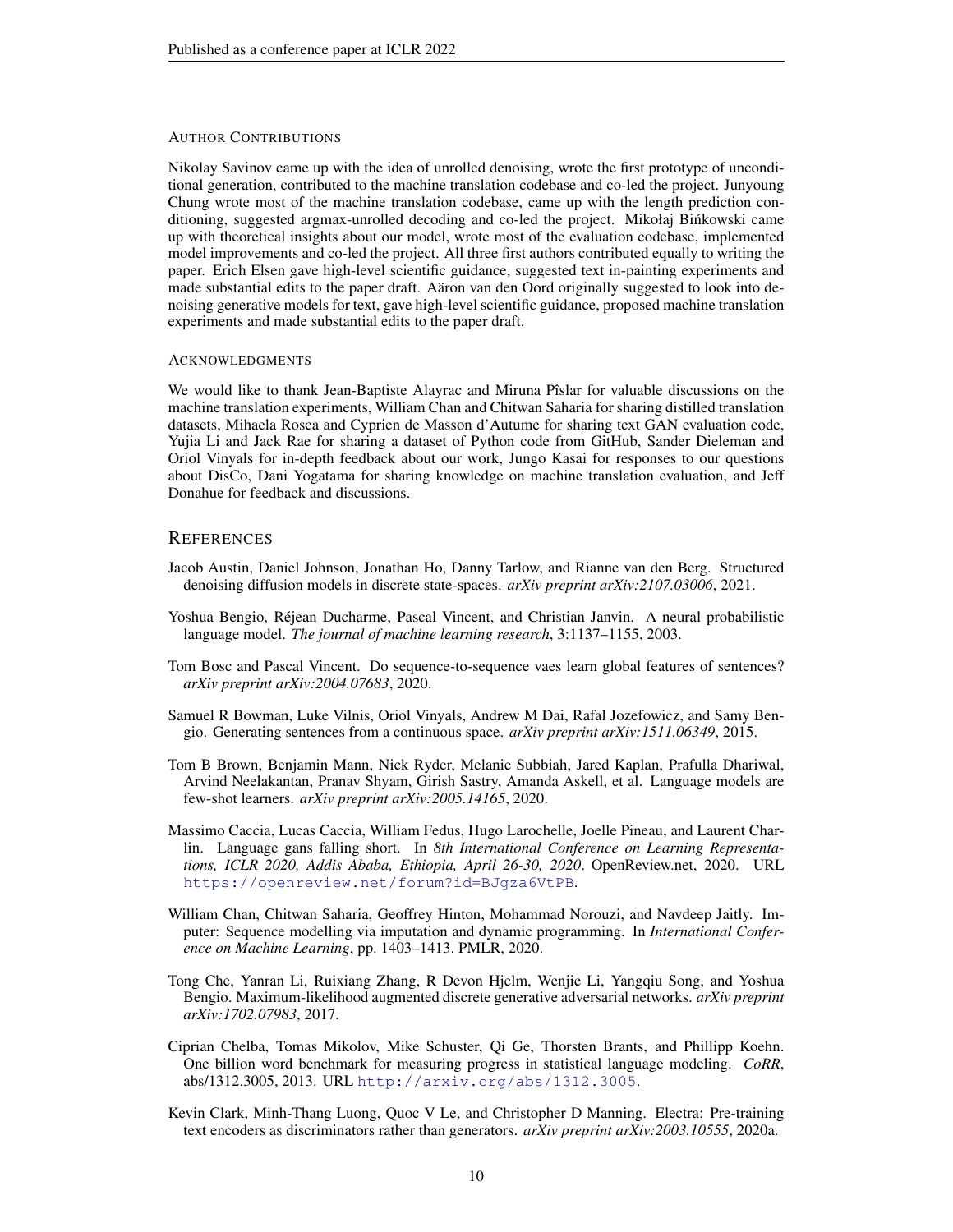#### Author Contributions

Nikolay Savinov came up with the idea of unrolled denoising, wrote the first prototype of unconditional generation, contributed to the machine translation codebase and co-led the project. Junyoung Chung wrote most of the machine translation codebase, came up with the length prediction conditioning, suggested argmax-unrolled decoding and co-led the project. Mikołaj Bińkowski came up with theoretical insights about our model, wrote most of the evaluation codebase, implemented model improvements and co-led the project. All three first authors contributed equally to writing the paper. Erich Elsen gave high-level scientific guidance, suggested text in-painting experiments and made substantial edits to the paper draft. Aäron van den Oord originally suggested to look into denoising generative models for text, gave high-level scientific guidance, proposed machine translation experiments and made substantial edits to the paper draft.

#### Acknowledgments

We would like to thank Jean-Baptiste Alayrac and Miruna Pîslar for valuable discussions on the machine translation experiments, William Chan and Chitwan Saharia for sharing distilled translation datasets, Mihaela Rosca and Cyprien de Masson d'Autume for sharing text GAN evaluation code, Yujia Li and Jack Rae for sharing a dataset of Python code from GitHub, Sander Dieleman and Oriol Vinyals for in-depth feedback about our work, Jungo Kasai for responses to our questions about DisCo, Dani Yogatama for sharing knowledge on machine translation evaluation, and Jeff Donahue for feedback and discussions.

## References

Jacob Austin, Daniel Johnson, Jonathan Ho, Danny Tarlow, and Rianne van den Berg. Structured denoising diffusion models in discrete state-spaces. *arXiv preprint arXiv:2107.03006*, 2021.

Yoshua Bengio, Réjean Ducharme, Pascal Vincent, and Christian Janvin. A neural probabilistic language model. *The journal of machine learning research*, 3:1137–1155, 2003.

Tom Bosc and Pascal Vincent. Do sequence-to-sequence vaes learn global features of sentences? *arXiv preprint arXiv:2004.07683*, 2020.

Samuel R Bowman, Luke Vilnis, Oriol Vinyals, Andrew M Dai, Rafal Jozefowicz, and Samy Bengio. Generating sentences from a continuous space. *arXiv preprint arXiv:1511.06349*, 2015.

Tom B Brown, Benjamin Mann, Nick Ryder, Melanie Subbiah, Jared Kaplan, Prafulla Dhariwal, Arvind Neelakantan, Pranav Shyam, Girish Sastry, Amanda Askell, et al. Language models are few-shot learners. *arXiv preprint arXiv:2005.14165*, 2020.

Massimo Caccia, Lucas Caccia, William Fedus, Hugo Larochelle, Joelle Pineau, and Laurent Charlin. Language gans falling short. In *8th International Conference on Learning Representations, ICLR 2020, Addis Ababa, Ethiopia, April 26-30, 2020*. OpenReview.net, 2020. URL https://openreview.net/forum?id=BJgza6VtPB.

William Chan, Chitwan Saharia, Geoffrey Hinton, Mohammad Norouzi, and Navdeep Jaitly. Imputer: Sequence modelling via imputation and dynamic programming. In *International Conference on Machine Learning*, pp. 1403–1413. PMLR, 2020.

Tong Che, Yanran Li, Ruixiang Zhang, R Devon Hjelm, Wenjie Li, Yangqiu Song, and Yoshua Bengio. Maximum-likelihood augmented discrete generative adversarial networks. *arXiv preprint arXiv:1702.07983*, 2017.

Ciprian Chelba, Tomas Mikolov, Mike Schuster, Qi Ge, Thorsten Brants, and Phillipp Koehn. One billion word benchmark for measuring progress in statistical language modeling. *CoRR*, abs/1312.3005, 2013. URL http://arxiv.org/abs/1312.3005.

Kevin Clark, Minh-Thang Luong, Quoc V Le, and Christopher D Manning. Electra: Pre-training text encoders as discriminators rather than generators. *arXiv preprint arXiv:2003.10555*, 2020a.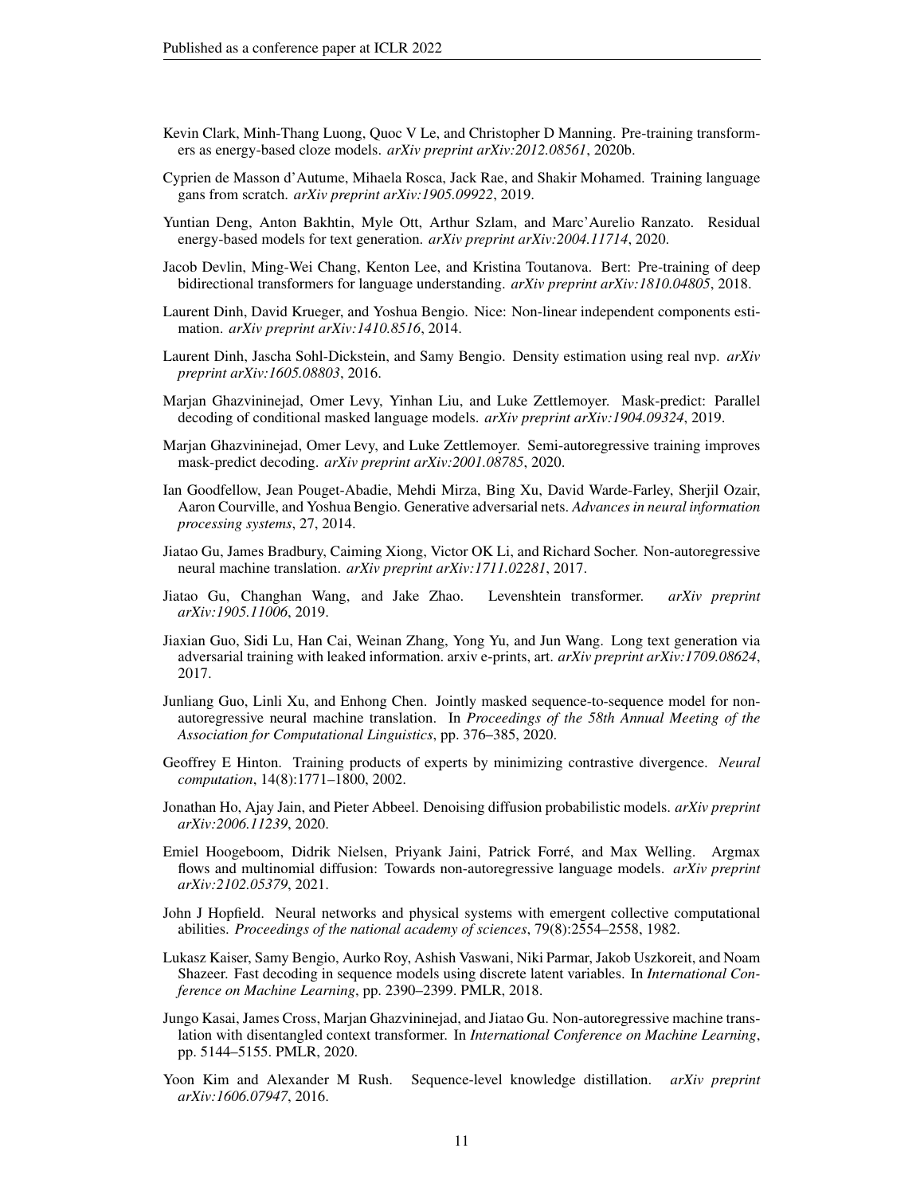Kevin Clark, Minh-Thang Luong, Quoc V Le, and Christopher D Manning. Pre-training transformers as energy-based cloze models. *arXiv preprint arXiv:2012.08561*, 2020b.

Cyprien de Masson d'Autume, Mihaela Rosca, Jack Rae, and Shakir Mohamed. Training language gans from scratch. *arXiv preprint arXiv:1905.09922*, 2019.

Yuntian Deng, Anton Bakhtin, Myle Ott, Arthur Szlam, and Marc'Aurelio Ranzato. Residual energy-based models for text generation. *arXiv preprint arXiv:2004.11714*, 2020.

Jacob Devlin, Ming-Wei Chang, Kenton Lee, and Kristina Toutanova. Bert: Pre-training of deep bidirectional transformers for language understanding. *arXiv preprint arXiv:1810.04805*, 2018.

Laurent Dinh, David Krueger, and Yoshua Bengio. Nice: Non-linear independent components estimation. *arXiv preprint arXiv:1410.8516*, 2014.

Laurent Dinh, Jascha Sohl-Dickstein, and Samy Bengio. Density estimation using real nvp. *arXiv preprint arXiv:1605.08803*, 2016.

Marjan Ghazvininejad, Omer Levy, Yinhan Liu, and Luke Zettlemoyer. Mask-predict: Parallel decoding of conditional masked language models. *arXiv preprint arXiv:1904.09324*, 2019.

Marjan Ghazvininejad, Omer Levy, and Luke Zettlemoyer. Semi-autoregressive training improves mask-predict decoding. *arXiv preprint arXiv:2001.08785*, 2020.

Ian Goodfellow, Jean Pouget-Abadie, Mehdi Mirza, Bing Xu, David Warde-Farley, Sherjil Ozair, Aaron Courville, and Yoshua Bengio. Generative adversarial nets. *Advances in neural information processing systems*, 27, 2014.

Jiatao Gu, James Bradbury, Caiming Xiong, Victor OK Li, and Richard Socher. Non-autoregressive neural machine translation. *arXiv preprint arXiv:1711.02281*, 2017.

Jiatao Gu, Changhan Wang, and Jake Zhao. Levenshtein transformer. *arXiv preprint arXiv:1905.11006*, 2019.

Jiaxian Guo, Sidi Lu, Han Cai, Weinan Zhang, Yong Yu, and Jun Wang. Long text generation via adversarial training with leaked information. arxiv e-prints, art. *arXiv preprint arXiv:1709.08624*, 2017.

Junliang Guo, Linli Xu, and Enhong Chen. Jointly masked sequence-to-sequence model for non-autoregressive neural machine translation. In *Proceedings of the 58th Annual Meeting of the Association for Computational Linguistics*, pp. 376–385, 2020.

Geoffrey E Hinton. Training products of experts by minimizing contrastive divergence. *Neural computation*, 14(8):1771–1800, 2002.

Jonathan Ho, Ajay Jain, and Pieter Abbeel. Denoising diffusion probabilistic models. *arXiv preprint arXiv:2006.11239*, 2020.

Emiel Hoogeboom, Didrik Nielsen, Priyank Jaini, Patrick Forré, and Max Welling. Argmax flows and multinomial diffusion: Towards non-autoregressive language models. *arXiv preprint arXiv:2102.05379*, 2021.

John J Hopfield. Neural networks and physical systems with emergent collective computational abilities. *Proceedings of the national academy of sciences*, 79(8):2554–2558, 1982.

Lukasz Kaiser, Samy Bengio, Aurko Roy, Ashish Vaswani, Niki Parmar, Jakob Uszkoreit, and Noam Shazeer. Fast decoding in sequence models using discrete latent variables. In *International Conference on Machine Learning*, pp. 2390–2399. PMLR, 2018.

Jungo Kasai, James Cross, Marjan Ghazvininejad, and Jiatao Gu. Non-autoregressive machine translation with disentangled context transformer. In *International Conference on Machine Learning*, pp. 5144–5155. PMLR, 2020.

Yoon Kim and Alexander M Rush. Sequence-level knowledge distillation. *arXiv preprint arXiv:1606.07947*, 2016.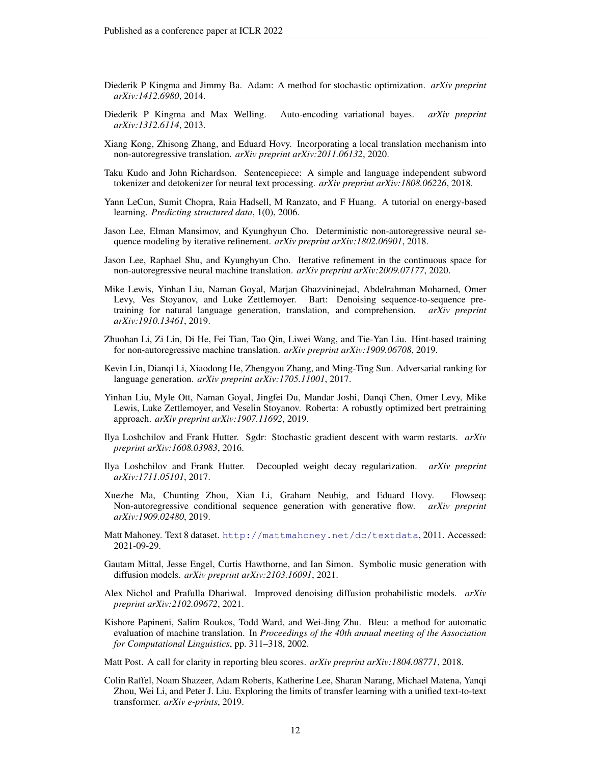Diederik P Kingma and Jimmy Ba. Adam: A method for stochastic optimization. *arXiv preprint arXiv:1412.6980*, 2014.

Diederik P Kingma and Max Welling. Auto-encoding variational bayes. *arXiv preprint arXiv:1312.6114*, 2013.

Xiang Kong, Zhisong Zhang, and Eduard Hovy. Incorporating a local translation mechanism into non-autoregressive translation. *arXiv preprint arXiv:2011.06132*, 2020.

Taku Kudo and John Richardson. Sentencepiece: A simple and language independent subword tokenizer and detokenizer for neural text processing. *arXiv preprint arXiv:1808.06226*, 2018.

Yann LeCun, Sumit Chopra, Raia Hadsell, M Ranzato, and F Huang. A tutorial on energy-based learning. *Predicting structured data*, 1(0), 2006.

Jason Lee, Elman Mansimov, and Kyunghyun Cho. Deterministic non-autoregressive neural sequence modeling by iterative refinement. *arXiv preprint arXiv:1802.06901*, 2018.

Jason Lee, Raphael Shu, and Kyunghyun Cho. Iterative refinement in the continuous space for non-autoregressive neural machine translation. *arXiv preprint arXiv:2009.07177*, 2020.

Mike Lewis, Yinhan Liu, Naman Goyal, Marjan Ghazvininejad, Abdelrahman Mohamed, Omer Levy, Ves Stoyanov, and Luke Zettlemoyer. Bart: Denoising sequence-to-sequence pre-training for natural language generation, translation, and comprehension. *arXiv preprint arXiv:1910.13461*, 2019.

Zhuohan Li, Zi Lin, Di He, Fei Tian, Tao Qin, Liwei Wang, and Tie-Yan Liu. Hint-based training for non-autoregressive machine translation. *arXiv preprint arXiv:1909.06708*, 2019.

Kevin Lin, Dianqi Li, Xiaodong He, Zhengyou Zhang, and Ming-Ting Sun. Adversarial ranking for language generation. *arXiv preprint arXiv:1705.11001*, 2017.

Yinhan Liu, Myle Ott, Naman Goyal, Jingfei Du, Mandar Joshi, Danqi Chen, Omer Levy, Mike Lewis, Luke Zettlemoyer, and Veselin Stoyanov. Roberta: A robustly optimized bert pretraining approach. *arXiv preprint arXiv:1907.11692*, 2019.

Ilya Loshchilov and Frank Hutter. Sgdr: Stochastic gradient descent with warm restarts. *arXiv preprint arXiv:1608.03983*, 2016.

Ilya Loshchilov and Frank Hutter. Decoupled weight decay regularization. *arXiv preprint arXiv:1711.05101*, 2017.

Xuezhe Ma, Chunting Zhou, Xian Li, Graham Neubig, and Eduard Hovy. Flowseq: Non-autoregressive conditional sequence generation with generative flow. *arXiv preprint arXiv:1909.02480*, 2019.

Matt Mahoney. Text 8 dataset. http://mattmahoney.net/dc/textdata, 2011. Accessed: 2021-09-29.

Gautam Mittal, Jesse Engel, Curtis Hawthorne, and Ian Simon. Symbolic music generation with diffusion models. *arXiv preprint arXiv:2103.16091*, 2021.

Alex Nichol and Prafulla Dhariwal. Improved denoising diffusion probabilistic models. *arXiv preprint arXiv:2102.09672*, 2021.

Kishore Papineni, Salim Roukos, Todd Ward, and Wei-Jing Zhu. Bleu: a method for automatic evaluation of machine translation. In *Proceedings of the 40th annual meeting of the Association for Computational Linguistics*, pp. 311–318, 2002.

Matt Post. A call for clarity in reporting bleu scores. *arXiv preprint arXiv:1804.08771*, 2018.

Colin Raffel, Noam Shazeer, Adam Roberts, Katherine Lee, Sharan Narang, Michael Matena, Yanqi Zhou, Wei Li, and Peter J. Liu. Exploring the limits of transfer learning with a unified text-to-text transformer. *arXiv e-prints*, 2019.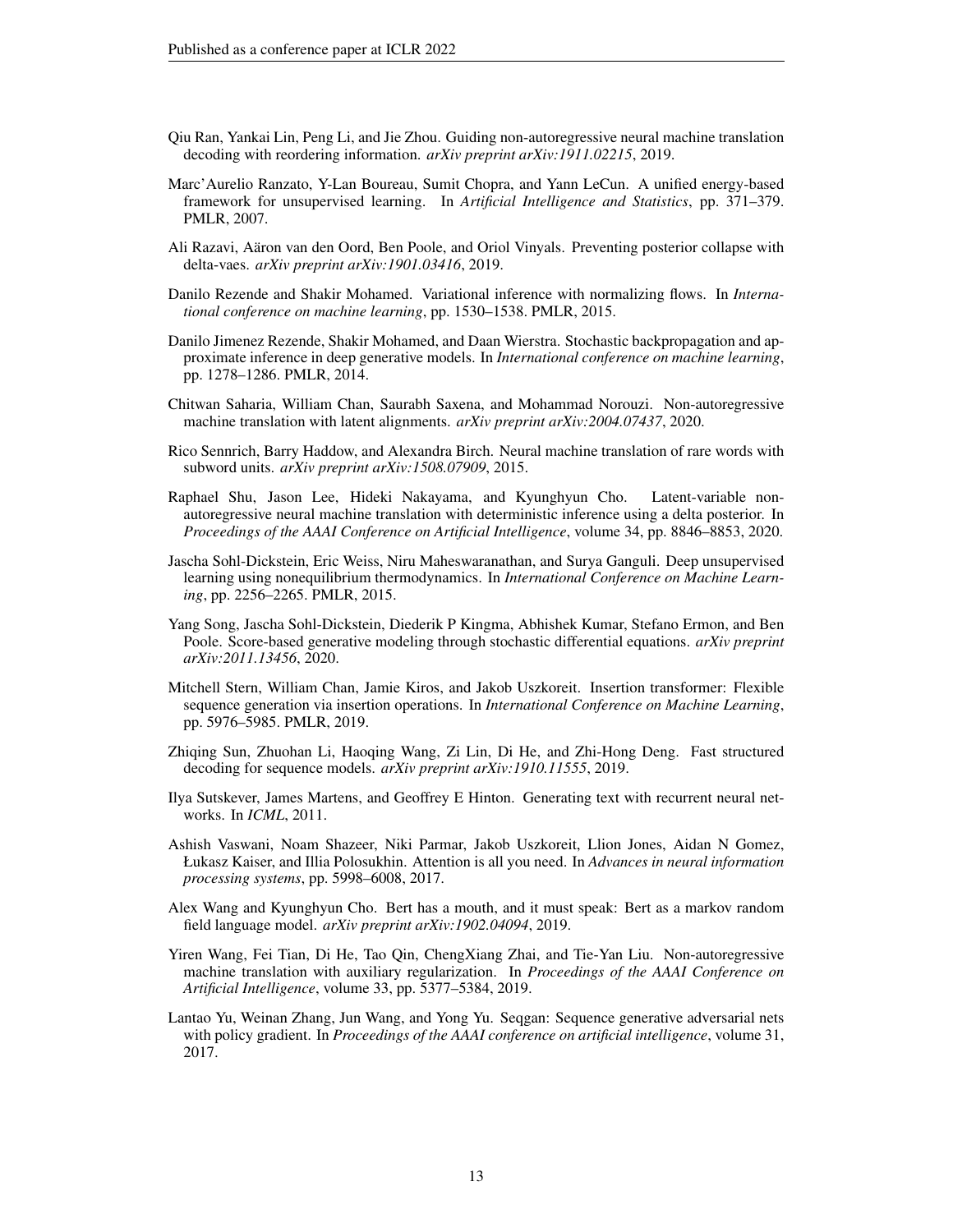Qiu Ran, Yankai Lin, Peng Li, and Jie Zhou. Guiding non-autoregressive neural machine translation decoding with reordering information. *arXiv preprint arXiv:1911.02215*, 2019.

Marc'Aurelio Ranzato, Y-Lan Boureau, Sumit Chopra, and Yann LeCun. A unified energy-based framework for unsupervised learning. In *Artificial Intelligence and Statistics*, pp. 371–379. PMLR, 2007.

Ali Razavi, Aäron van den Oord, Ben Poole, and Oriol Vinyals. Preventing posterior collapse with delta-vaes. *arXiv preprint arXiv:1901.03416*, 2019.

Danilo Rezende and Shakir Mohamed. Variational inference with normalizing flows. In *International conference on machine learning*, pp. 1530–1538. PMLR, 2015.

Danilo Jimenez Rezende, Shakir Mohamed, and Daan Wierstra. Stochastic backpropagation and approximate inference in deep generative models. In *International conference on machine learning*, pp. 1278–1286. PMLR, 2014.

Chitwan Saharia, William Chan, Saurabh Saxena, and Mohammad Norouzi. Non-autoregressive machine translation with latent alignments. *arXiv preprint arXiv:2004.07437*, 2020.

Rico Sennrich, Barry Haddow, and Alexandra Birch. Neural machine translation of rare words with subword units. *arXiv preprint arXiv:1508.07909*, 2015.

Raphael Shu, Jason Lee, Hideki Nakayama, and Kyunghyun Cho. Latent-variable non-autoregressive neural machine translation with deterministic inference using a delta posterior. In *Proceedings of the AAAI Conference on Artificial Intelligence*, volume 34, pp. 8846–8853, 2020.

Jascha Sohl-Dickstein, Eric Weiss, Niru Maheswaranathan, and Surya Ganguli. Deep unsupervised learning using nonequilibrium thermodynamics. In *International Conference on Machine Learning*, pp. 2256–2265. PMLR, 2015.

Yang Song, Jascha Sohl-Dickstein, Diederik P Kingma, Abhishek Kumar, Stefano Ermon, and Ben Poole. Score-based generative modeling through stochastic differential equations. *arXiv preprint arXiv:2011.13456*, 2020.

Mitchell Stern, William Chan, Jamie Kiros, and Jakob Uszkoreit. Insertion transformer: Flexible sequence generation via insertion operations. In *International Conference on Machine Learning*, pp. 5976–5985. PMLR, 2019.

Zhiqing Sun, Zhuohan Li, Haoqing Wang, Zi Lin, Di He, and Zhi-Hong Deng. Fast structured decoding for sequence models. *arXiv preprint arXiv:1910.11555*, 2019.

Ilya Sutskever, James Martens, and Geoffrey E Hinton. Generating text with recurrent neural networks. In *ICML*, 2011.

Ashish Vaswani, Noam Shazeer, Niki Parmar, Jakob Uszkoreit, Llion Jones, Aidan N Gomez, Łukasz Kaiser, and Illia Polosukhin. Attention is all you need. In *Advances in neural information processing systems*, pp. 5998–6008, 2017.

Alex Wang and Kyunghyun Cho. Bert has a mouth, and it must speak: Bert as a markov random field language model. *arXiv preprint arXiv:1902.04094*, 2019.

Yiren Wang, Fei Tian, Di He, Tao Qin, ChengXiang Zhai, and Tie-Yan Liu. Non-autoregressive machine translation with auxiliary regularization. In *Proceedings of the AAAI Conference on Artificial Intelligence*, volume 33, pp. 5377–5384, 2019.

Lantao Yu, Weinan Zhang, Jun Wang, and Yong Yu. Seqgan: Sequence generative adversarial nets with policy gradient. In *Proceedings of the AAAI conference on artificial intelligence*, volume 31, 2017.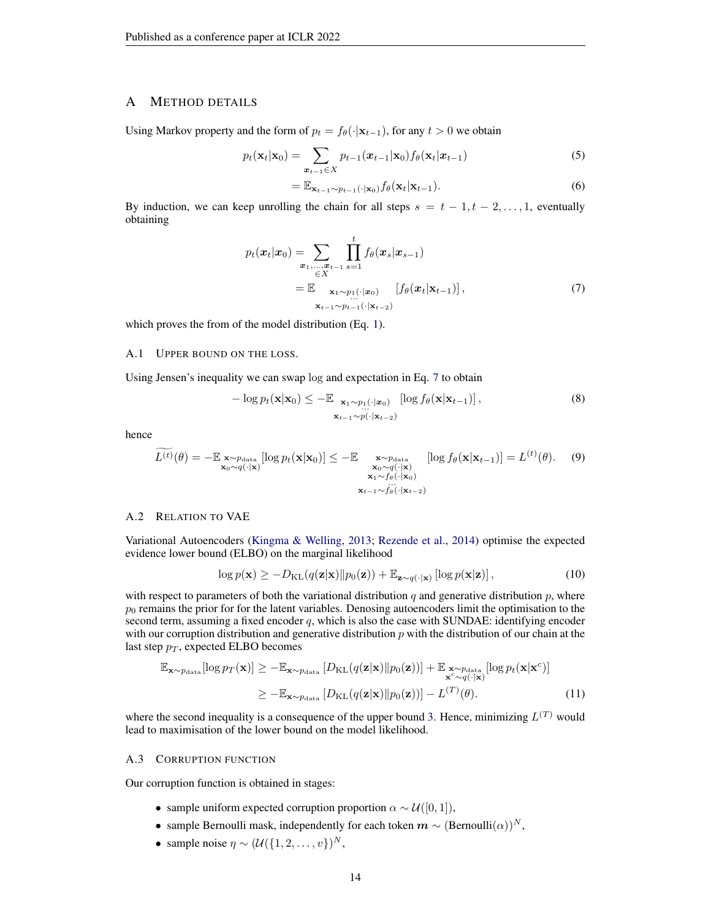## A Method details

Using Markov property and the form of $p_t = f_\theta(\cdot|\mathbf{x}_{t-1})$, for any $t > 0$ we obtain

$$p_t(\mathbf{x}_t|\mathbf{x}_0) = \sum_{\boldsymbol{x}_{t-1} \in X} p_{t-1}(\boldsymbol{x}_{t-1}|\mathbf{x}_0) f_\theta(\mathbf{x}_t|\boldsymbol{x}_{t-1}) \tag{5}$$

$$= \mathbb{E}_{\mathbf{x}_{t-1} \sim p_{t-1}(\cdot|\mathbf{x}_0)} f_\theta(\mathbf{x}_t|\mathbf{x}_{t-1}). \tag{6}$$

By induction, we can keep unrolling the chain for all steps $s = t-1, t-2, \ldots, 1$, eventually obtaining

$$\begin{aligned} p_t(\boldsymbol{x}_t|\boldsymbol{x}_0) &= \sum_{\substack{\boldsymbol{x}_1, \ldots, \boldsymbol{x}_{t-1} \\ \in X}} \prod_{s=1}^{t} f_\theta(\boldsymbol{x}_s|\boldsymbol{x}_{s-1}) \\ &= \mathbb{E}_{\substack{\mathbf{x}_1 \sim p_1(\cdot|\boldsymbol{x}_0) \\ \cdots \\ \mathbf{x}_{t-1} \sim p_{t-1}(\cdot|\mathbf{x}_{t-2})}} \left[ f_\theta(\boldsymbol{x}_t|\mathbf{x}_{t-1}) \right], \end{aligned} \tag{7}$$

which proves the from of the model distribution (Eq. 1).

### A.1 Upper bound on the loss.

Using Jensen's inequality we can swap log and expectation in Eq. 7 to obtain

$$-\log p_t(\mathbf{x}|\mathbf{x}_0) \leq -\mathbb{E}_{\substack{\mathbf{x}_1 \sim p_1(\cdot|\boldsymbol{x}_0) \\ \cdots \\ \mathbf{x}_{t-1} \sim p(\cdot|\mathbf{x}_{t-2})}} \left[ \log f_\theta(\mathbf{x}|\mathbf{x}_{t-1}) \right], \tag{8}$$

hence

$$\widetilde{L^{(t)}}(\theta) = -\mathbb{E}_{\substack{\mathbf{x} \sim p_{\text{data}} \\ \mathbf{x}_0 \sim q(\cdot|\mathbf{x})}} \left[ \log p_t(\mathbf{x}|\mathbf{x}_0) \right] \leq -\mathbb{E}_{\substack{\mathbf{x} \sim p_{\text{data}} \\ \mathbf{x}_0 \sim q(\cdot|\mathbf{x}) \\ \mathbf{x}_1 \sim f_\theta(\cdot|\mathbf{x}_0) \\ \cdots \\ \mathbf{x}_{t-1} \sim f_\theta(\cdot|\mathbf{x}_{t-2})}} \left[ \log f_\theta(\mathbf{x}|\mathbf{x}_{t-1}) \right] = L^{(t)}(\theta). \tag{9}$$

### A.2 Relation to VAE

Variational Autoencoders (Kingma & Welling, 2013; Rezende et al., 2014) optimise the expected evidence lower bound (ELBO) on the marginal likelihood

$$\log p(\mathbf{x}) \geq -D_{\text{KL}}(q(\mathbf{z}|\mathbf{x}) \| p_0(\mathbf{z})) + \mathbb{E}_{\mathbf{z} \sim q(\cdot|\mathbf{x})} \left[ \log p(\mathbf{x}|\mathbf{z}) \right], \tag{10}$$

with respect to parameters of both the variational distribution $q$ and generative distribution $p$, where $p_0$ remains the prior for for the latent variables. Denosing autoencoders limit the optimisation to the second term, assuming a fixed encoder $q$, which is also the case with SUNDAE: identifying encoder with our corruption distribution and generative distribution $p$ with the distribution of our chain at the last step $p_T$, expected ELBO becomes

$$\begin{aligned} \mathbb{E}_{\mathbf{x} \sim p_{\text{data}}}[\log p_T(\mathbf{x})] &\geq -\mathbb{E}_{\mathbf{x} \sim p_{\text{data}}} \left[ D_{\text{KL}}(q(\mathbf{z}|\mathbf{x}) \| p_0(\mathbf{z})) \right] + \mathbb{E}_{\substack{\mathbf{x} \sim p_{\text{data}} \\ \mathbf{x}^c \sim q(\cdot|\mathbf{x})}} \left[ \log p_t(\mathbf{x}|\mathbf{x}^c) \right] \\ &\geq -\mathbb{E}_{\mathbf{x} \sim p_{\text{data}}} \left[ D_{\text{KL}}(q(\mathbf{z}|\mathbf{x}) \| p_0(\mathbf{z})) \right] - L^{(T)}(\theta). \end{aligned} \tag{11}$$

where the second inequality is a consequence of the upper bound 3. Hence, minimizing $L^{(T)}$ would lead to maximisation of the lower bound on the model likelihood.

### A.3 Corruption function

Our corruption function is obtained in stages:

- sample uniform expected corruption proportion $\alpha \sim \mathcal{U}([0,1])$,
- sample Bernoulli mask, independently for each token $\boldsymbol{m} \sim (\text{Bernoulli}(\alpha))^N$,
- sample noise $\eta \sim (\mathcal{U}(\{1, 2, \ldots, v\})^N$,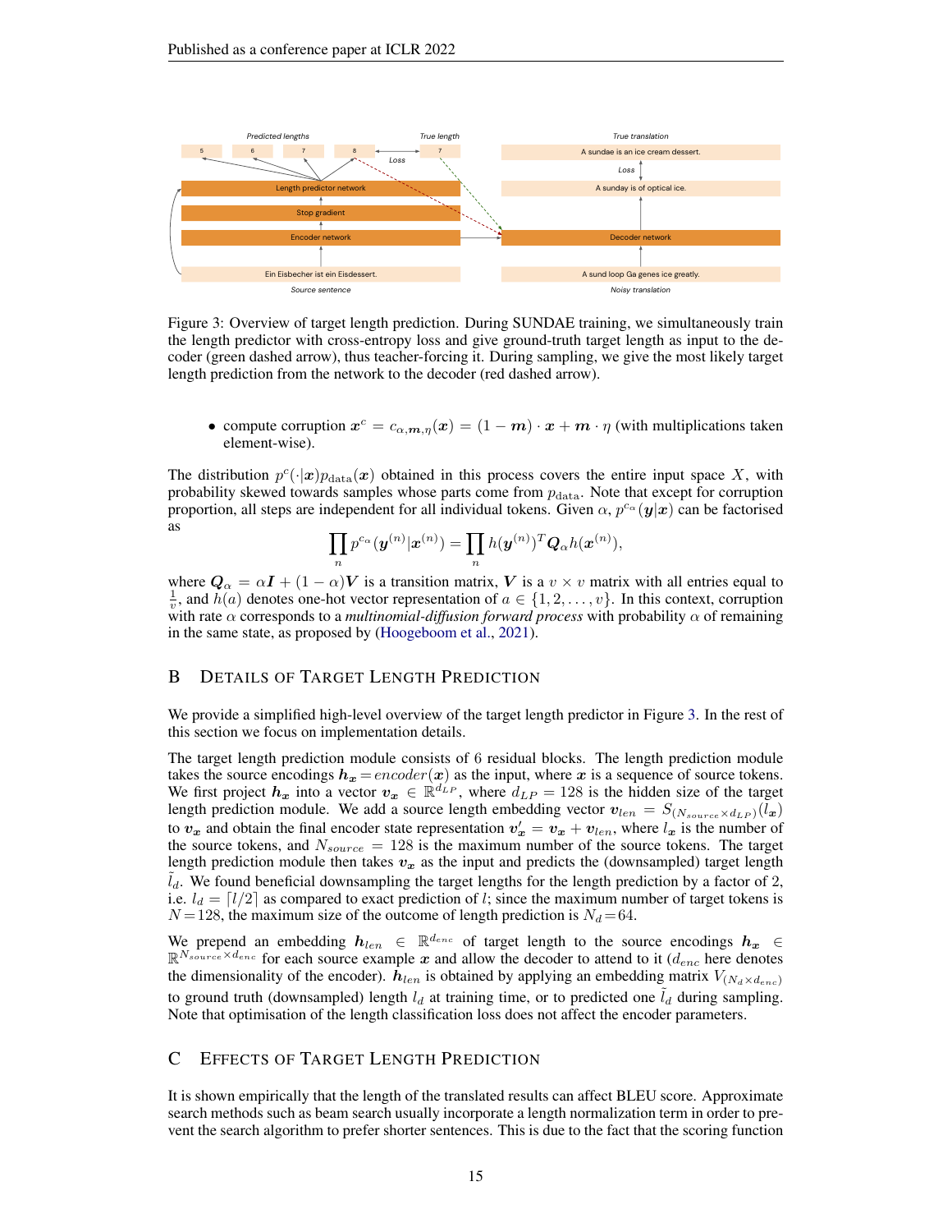Figure 3: Overview of target length prediction. During SUNDAE training, we simultaneously train the length predictor with cross-entropy loss and give ground-truth target length as input to the decoder (green dashed arrow), thus teacher-forcing it. During sampling, we give the most likely target length prediction from the network to the decoder (red dashed arrow).

- compute corruption $\boldsymbol{x}^c = c_{\alpha,\boldsymbol{m},\eta}(\boldsymbol{x}) = (1 - \boldsymbol{m}) \cdot \boldsymbol{x} + \boldsymbol{m} \cdot \eta$ (with multiplications taken element-wise).

The distribution $p^c(\cdot|\boldsymbol{x})p_{\text{data}}(\boldsymbol{x})$ obtained in this process covers the entire input space $X$, with probability skewed towards samples whose parts come from $p_{\text{data}}$. Note that except for corruption proportion, all steps are independent for all individual tokens. Given $\alpha$, $p^{c_\alpha}(\boldsymbol{y}|\boldsymbol{x})$ can be factorised as

$$\prod_n p^{c_\alpha}(\boldsymbol{y}^{(n)}|\boldsymbol{x}^{(n)}) = \prod_n h(\boldsymbol{y}^{(n)})^T \boldsymbol{Q}_\alpha h(\boldsymbol{x}^{(n)}),$$

where $\boldsymbol{Q}_\alpha = \alpha \boldsymbol{I} + (1-\alpha)\boldsymbol{V}$ is a transition matrix, $\boldsymbol{V}$ is a $v \times v$ matrix with all entries equal to $\frac{1}{v}$, and $h(a)$ denotes one-hot vector representation of $a \in \{1, 2, \dots, v\}$. In this context, corruption with rate $\alpha$ corresponds to a *multinomial-diffusion forward process* with probability $\alpha$ of remaining in the same state, as proposed by (Hoogeboom et al., 2021).

## B Details of Target Length Prediction

We provide a simplified high-level overview of the target length predictor in Figure 3. In the rest of this section we focus on implementation details.

The target length prediction module consists of 6 residual blocks. The length prediction module takes the source encodings $\boldsymbol{h}_{\boldsymbol{x}} = encoder(\boldsymbol{x})$ as the input, where $\boldsymbol{x}$ is a sequence of source tokens. We first project $\boldsymbol{h}_{\boldsymbol{x}}$ into a vector $\boldsymbol{v}_{\boldsymbol{x}} \in \mathbb{R}^{d_{LP}}$, where $d_{LP} = 128$ is the hidden size of the target length prediction module. We add a source length embedding vector $\boldsymbol{v}_{len} = S_{(N_{source} \times d_{LP})}(l_{\boldsymbol{x}})$ to $\boldsymbol{v}_{\boldsymbol{x}}$ and obtain the final encoder state representation $\boldsymbol{v}'_{\boldsymbol{x}} = \boldsymbol{v}_{\boldsymbol{x}} + \boldsymbol{v}_{len}$, where $l_{\boldsymbol{x}}$ is the number of the source tokens, and $N_{source} = 128$ is the maximum number of the source tokens. The target length prediction module then takes $\boldsymbol{v}_{\boldsymbol{x}}$ as the input and predicts the (downsampled) target length $\tilde{l}_d$. We found beneficial downsampling the target lengths for the length prediction by a factor of 2, i.e. $l_d = \lceil l/2 \rceil$ as compared to exact prediction of $l$; since the maximum number of target tokens is $N = 128$, the maximum size of the outcome of length prediction is $N_d = 64$.

We prepend an embedding $\boldsymbol{h}_{len} \in \mathbb{R}^{d_{enc}}$ of target length to the source encodings $\boldsymbol{h}_{\boldsymbol{x}} \in \mathbb{R}^{N_{source} \times d_{enc}}$ for each source example $\boldsymbol{x}$ and allow the decoder to attend to it ($d_{enc}$ here denotes the dimensionality of the encoder). $\boldsymbol{h}_{len}$ is obtained by applying an embedding matrix $V_{(N_d \times d_{enc})}$ to ground truth (downsampled) length $l_d$ at training time, or to predicted one $\tilde{l}_d$ during sampling. Note that optimisation of the length classification loss does not affect the encoder parameters.

## C Effects of Target Length Prediction

It is shown empirically that the length of the translated results can affect BLEU score. Approximate search methods such as beam search usually incorporate a length normalization term in order to prevent the search algorithm to prefer shorter sentences. This is due to the fact that the scoring function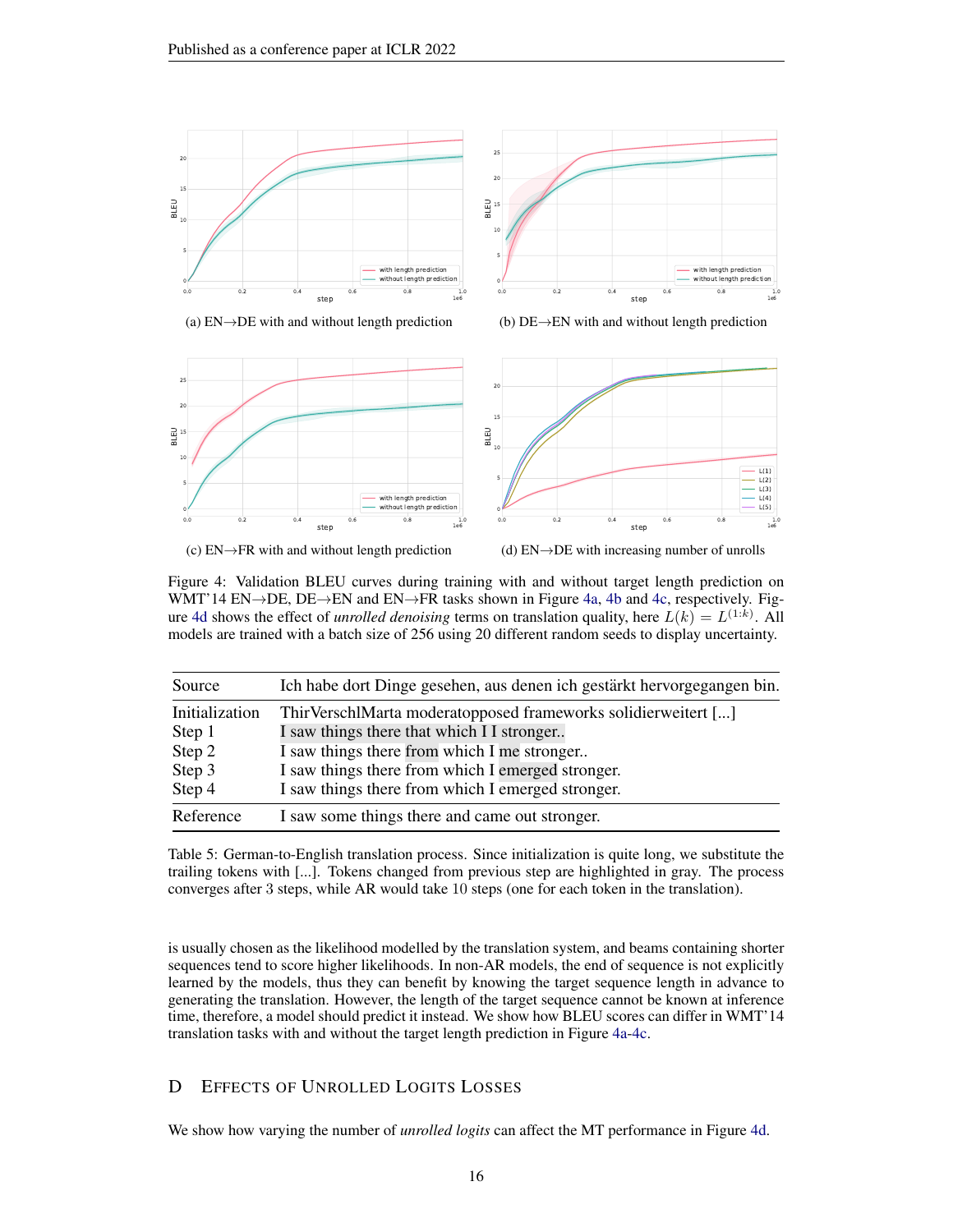(a) EN→DE with and without length prediction

(b) DE→EN with and without length prediction

(c) EN→FR with and without length prediction

(d) EN→DE with increasing number of unrolls

Figure 4: Validation BLEU curves during training with and without target length prediction on WMT'14 EN→DE, DE→EN and EN→FR tasks shown in Figure 4a, 4b and 4c, respectively. Figure 4d shows the effect of *unrolled denoising* terms on translation quality, here $L(k) = L^{(1:k)}$. All models are trained with a batch size of 256 using 20 different random seeds to display uncertainty.

| Source | Ich habe dort Dinge gesehen, aus denen ich gestärkt hervorgegangen bin. |
|---|---|
| Initialization | ThirVerschlMarta moderatopposed frameworks solidierweitert [...] |
| Step 1 | I saw things there that which I I stronger.. |
| Step 2 | I saw things there from which I me stronger.. |
| Step 3 | I saw things there from which I emerged stronger. |
| Step 4 | I saw things there from which I emerged stronger. |
| Reference | I saw some things there and came out stronger. |

Table 5: German-to-English translation process. Since initialization is quite long, we substitute the trailing tokens with [...]. Tokens changed from previous step are highlighted in gray. The process converges after 3 steps, while AR would take 10 steps (one for each token in the translation).

is usually chosen as the likelihood modelled by the translation system, and beams containing shorter sequences tend to score higher likelihoods. In non-AR models, the end of sequence is not explicitly learned by the models, thus they can benefit by knowing the target sequence length in advance to generating the translation. However, the length of the target sequence cannot be known at inference time, therefore, a model should predict it instead. We show how BLEU scores can differ in WMT'14 translation tasks with and without the target length prediction in Figure 4a-4c.

# D Effects of Unrolled Logits Losses

We show how varying the number of *unrolled logits* can affect the MT performance in Figure 4d.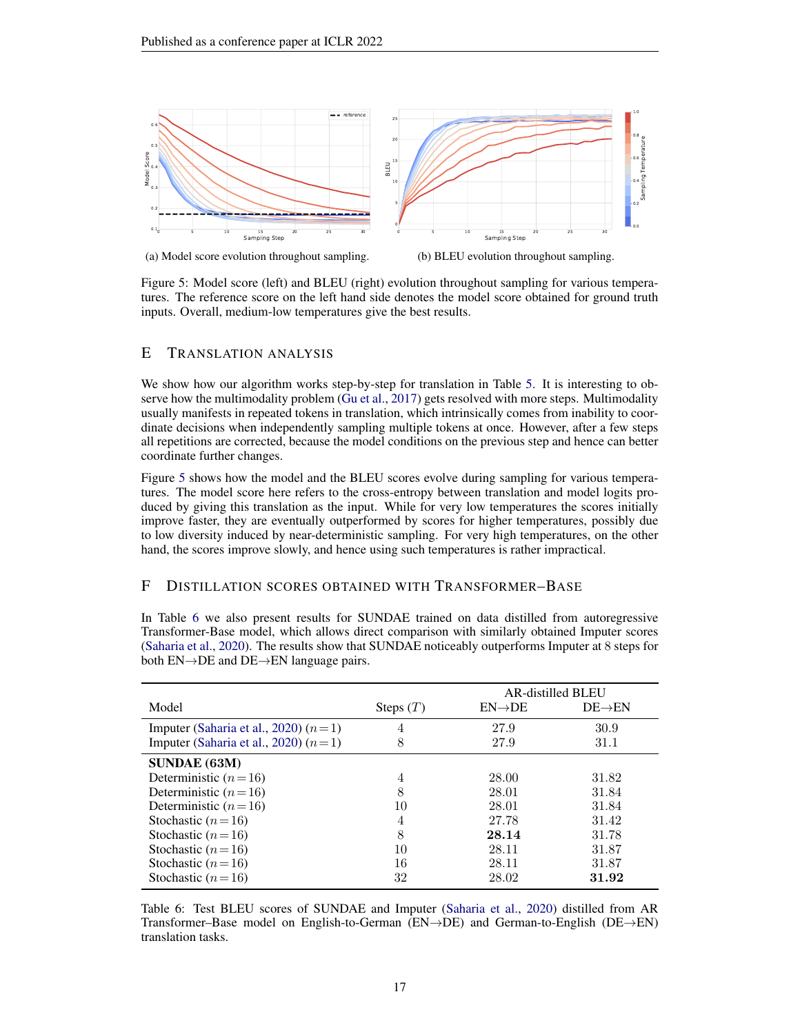(a) Model score evolution throughout sampling.

(b) BLEU evolution throughout sampling.

Figure 5: Model score (left) and BLEU (right) evolution throughout sampling for various temperatures. The reference score on the left hand side denotes the model score obtained for ground truth inputs. Overall, medium-low temperatures give the best results.

## E Translation Analysis

We show how our algorithm works step-by-step for translation in Table 5. It is interesting to observe how the multimodality problem (Gu et al., 2017) gets resolved with more steps. Multimodality usually manifests in repeated tokens in translation, which intrinsically comes from inability to coordinate decisions when independently sampling multiple tokens at once. However, after a few steps all repetitions are corrected, because the model conditions on the previous step and hence can better coordinate further changes.

Figure 5 shows how the model and the BLEU scores evolve during sampling for various temperatures. The model score here refers to the cross-entropy between translation and model logits produced by giving this translation as the input. While for very low temperatures the scores initially improve faster, they are eventually outperformed by scores for higher temperatures, possibly due to low diversity induced by near-deterministic sampling. For very high temperatures, on the other hand, the scores improve slowly, and hence using such temperatures is rather impractical.

## F Distillation Scores Obtained with Transformer–Base

In Table 6 we also present results for SUNDAE trained on data distilled from autoregressive Transformer-Base model, which allows direct comparison with similarly obtained Imputer scores (Saharia et al., 2020). The results show that SUNDAE noticeably outperforms Imputer at 8 steps for both EN→DE and DE→EN language pairs.

| Model | Steps ($T$) | AR-distilled BLEU | |
|---|---|---|---|
| | | EN→DE | DE→EN |
| Imputer (Saharia et al., 2020) ($n=1$) | 4 | 27.9 | 30.9 |
| Imputer (Saharia et al., 2020) ($n=1$) | 8 | 27.9 | 31.1 |
| **SUNDAE (63M)** | | | |
| Deterministic ($n=16$) | 4 | 28.00 | 31.82 |
| Deterministic ($n=16$) | 8 | 28.01 | 31.84 |
| Deterministic ($n=16$) | 10 | 28.01 | 31.84 |
| Stochastic ($n=16$) | 4 | 27.78 | 31.42 |
| Stochastic ($n=16$) | 8 | **28.14** | 31.78 |
| Stochastic ($n=16$) | 10 | 28.11 | 31.87 |
| Stochastic ($n=16$) | 16 | 28.11 | 31.87 |
| Stochastic ($n=16$) | 32 | 28.02 | **31.92** |

Table 6: Test BLEU scores of SUNDAE and Imputer (Saharia et al., 2020) distilled from AR Transformer–Base model on English-to-German (EN→DE) and German-to-English (DE→EN) translation tasks.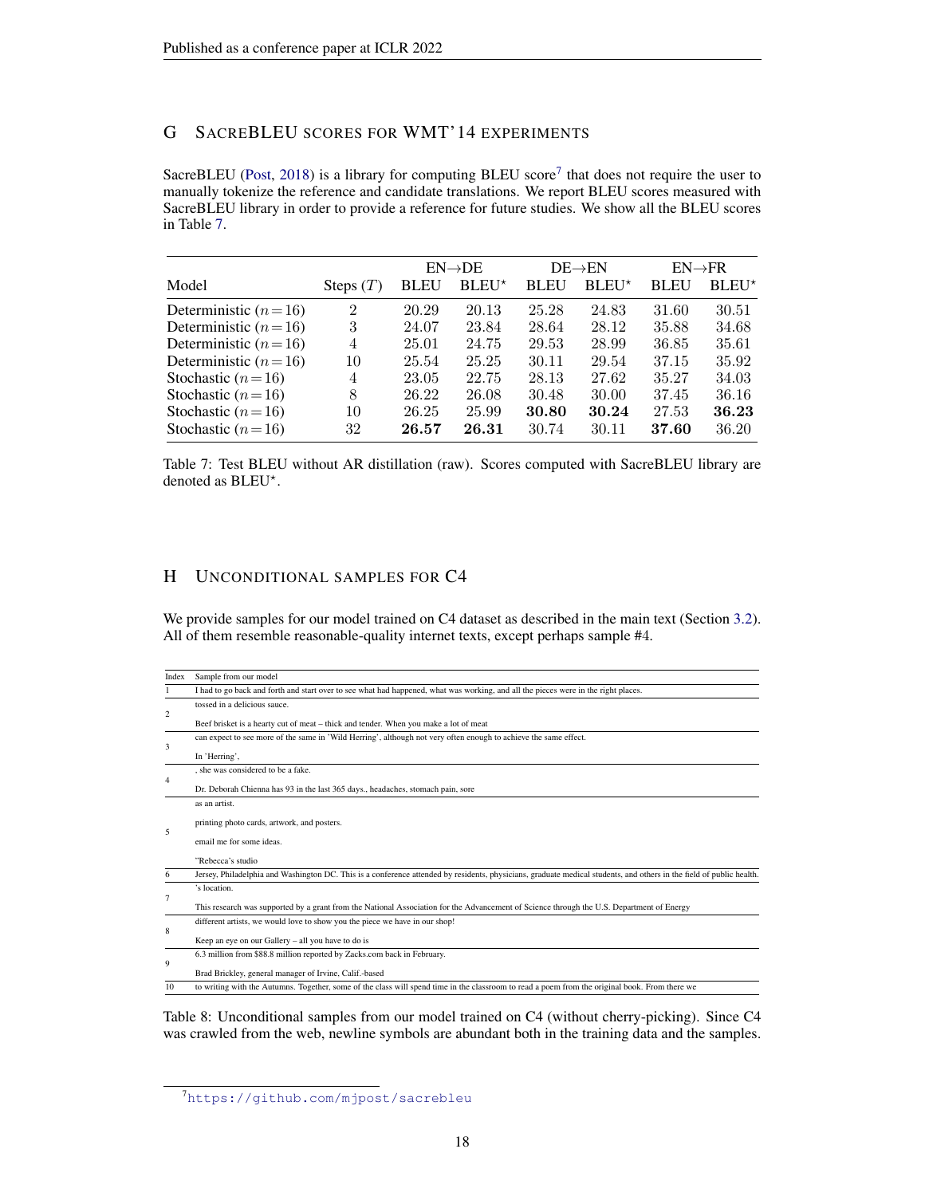## G SacreBLEU scores for WMT'14 experiments

SacreBLEU (Post, 2018) is a library for computing BLEU score[7] that does not require the user to manually tokenize the reference and candidate translations. We report BLEU scores measured with SacreBLEU library in order to provide a reference for future studies. We show all the BLEU scores in Table 7.

| Model | Steps ($T$) | EN→DE | | DE→EN | | EN→FR | |
|---|---|---|---|---|---|---|---|
| | | BLEU | BLEU$^\star$ | BLEU | BLEU$^\star$ | BLEU | BLEU$^\star$ |
| Deterministic ($n=16$) | 2 | 20.29 | 20.13 | 25.28 | 24.83 | 31.60 | 30.51 |
| Deterministic ($n=16$) | 3 | 24.07 | 23.84 | 28.64 | 28.12 | 35.88 | 34.68 |
| Deterministic ($n=16$) | 4 | 25.01 | 24.75 | 29.53 | 28.99 | 36.85 | 35.61 |
| Deterministic ($n=16$) | 10 | 25.54 | 25.25 | 30.11 | 29.54 | 37.15 | 35.92 |
| Stochastic ($n=16$) | 4 | 23.05 | 22.75 | 28.13 | 27.62 | 35.27 | 34.03 |
| Stochastic ($n=16$) | 8 | 26.22 | 26.08 | 30.48 | 30.00 | 37.45 | 36.16 |
| Stochastic ($n=16$) | 10 | 26.25 | 25.99 | **30.80** | **30.24** | 27.53 | **36.23** |
| Stochastic ($n=16$) | 32 | **26.57** | **26.31** | 30.74 | 30.11 | **37.60** | 36.20 |

Table 7: Test BLEU without AR distillation (raw). Scores computed with SacreBLEU library are denoted as BLEU$^\star$.

## H Unconditional samples for C4

We provide samples for our model trained on C4 dataset as described in the main text (Section 3.2). All of them resemble reasonable-quality internet texts, except perhaps sample #4.

| Index | Sample from our model |
|---|---|
| 1 | I had to go back and forth and start over to see what had happened, what was working, and all the pieces were in the right places. |
| 2 | tossed in a delicious sauce.<br><br>Beef brisket is a hearty cut of meat – thick and tender. When you make a lot of meat |
| 3 | can expect to see more of the same in 'Wild Herring', although not very often enough to achieve the same effect.<br><br>In 'Herring', |
| 4 | , she was considered to be a fake.<br><br>Dr. Deborah Chienna has 93 in the last 365 days., headaches, stomach pain, sore |
| 5 | as an artist.<br><br>printing photo cards, artwork, and posters.<br><br>email me for some ideas.<br><br>"Rebecca's studio |
| 6 | Jersey, Philadelphia and Washington DC. This is a conference attended by residents, physicians, graduate medical students, and others in the field of public health. |
| 7 | 's location.<br><br>This research was supported by a grant from the National Association for the Advancement of Science through the U.S. Department of Energy |
| 8 | different artists, we would love to show you the piece we have in our shop!<br><br>Keep an eye on our Gallery – all you have to do is |
| 9 | 6.3 million from $88.8 million reported by Zacks.com back in February.<br><br>Brad Brickley, general manager of Irvine, Calif.-based |
| 10 | to writing with the Autumns. Together, some of the class will spend time in the classroom to read a poem from the original book. From there we |

Table 8: Unconditional samples from our model trained on C4 (without cherry-picking). Since C4 was crawled from the web, newline symbols are abundant both in the training data and the samples.

[7] https://github.com/mjpost/sacrebleu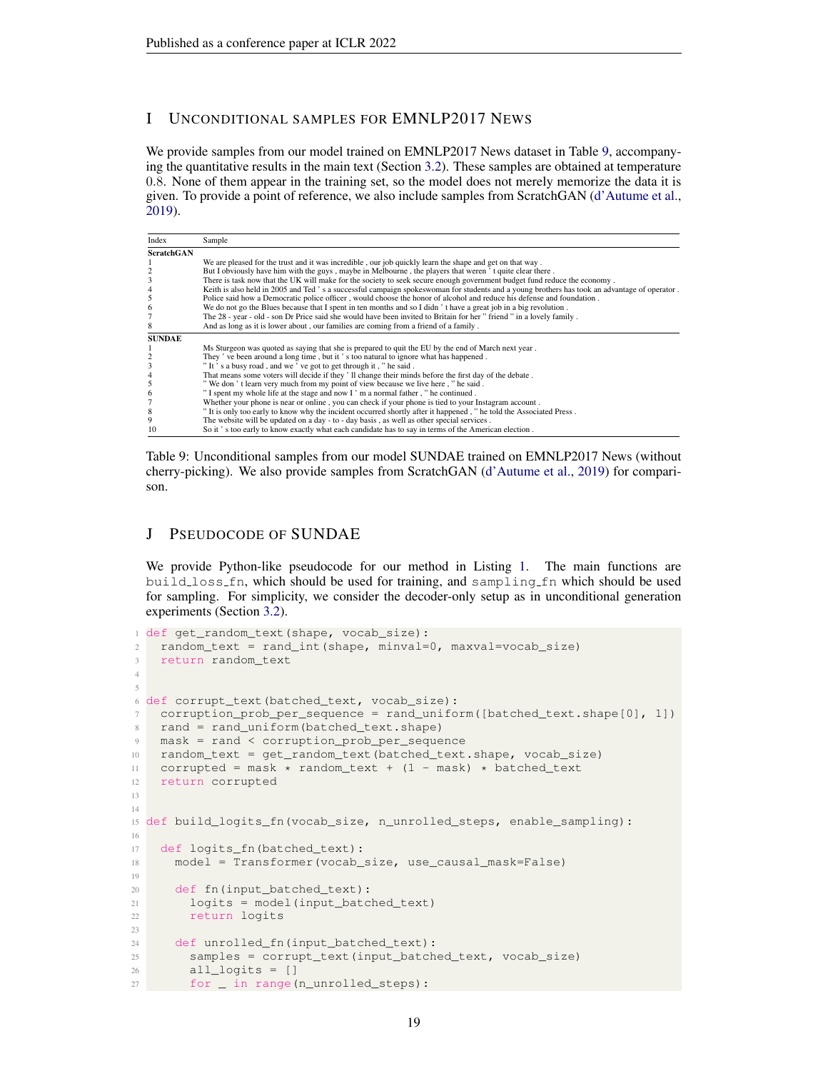## I Unconditional samples for EMNLP2017 News

We provide samples from our model trained on EMNLP2017 News dataset in Table 9, accompanying the quantitative results in the main text (Section 3.2). These samples are obtained at temperature 0.8. None of them appear in the training set, so the model does not merely memorize the data it is given. To provide a point of reference, we also include samples from ScratchGAN (d'Autume et al., 2019).

| Index | Sample |
|---|---|
| **ScratchGAN** | |
| 1 | We are pleased for the trust and it was incredible , our job quickly learn the shape and get on that way . |
| 2 | But I obviously have him with the guys , maybe in Melbourne , the players that weren ' t quite clear there . |
| 3 | There is task now that the UK will make for the society to seek secure enough government budget fund reduce the economy . |
| 4 | Keith is also held in 2005 and Ted ' s a successful campaign spokeswoman for students and a young brothers has took an advantage of operator . |
| 5 | Police said how a Democratic police officer , would choose the honor of alcohol and reduce his defense and foundation . |
| 6 | We do not go the Blues because that I spent in ten months and so I didn ' t have a great job in a big revolution . |
| 7 | The 28 - year - old - son Dr Price said she would have been invited to Britain for her " friend " in a lovely family . |
| 8 | And as long as it is lower about , our families are coming from a friend of a family . |
| **SUNDAE** | |
| 1 | Ms Sturgeon was quoted as saying that she is prepared to quit the EU by the end of March next year . |
| 2 | They ' ve been around a long time , but it ' s too natural to ignore what has happened . |
| 3 | " It ' s a busy road , and we ' ve got to get through it , " he said . |
| 4 | That means some voters will decide if they ' ll change their minds before the first day of the debate . |
| 5 | " We don ' t learn very much from my point of view because we live here , " he said . |
| 6 | " I spent my whole life at the stage and now I ' m a normal father , " he continued . |
| 7 | Whether your phone is near or online , you can check if your phone is tied to your Instagram account . |
| 8 | " It is only too early to know why the incident occurred shortly after it happened , " he told the Associated Press . |
| 9 | The website will be updated on a day - to - day basis , as well as other special services . |
| 10 | So it ' s too early to know exactly what each candidate has to say in terms of the American election . |

Table 9: Unconditional samples from our model SUNDAE trained on EMNLP2017 News (without cherry-picking). We also provide samples from ScratchGAN (d'Autume et al., 2019) for comparison.

## J Pseudocode of SUNDAE

We provide Python-like pseudocode for our method in Listing 1. The main functions are `build_loss_fn`, which should be used for training, and `sampling_fn` which should be used for sampling. For simplicity, we consider the decoder-only setup as in unconditional generation experiments (Section 3.2).

```
def get_random_text(shape, vocab_size):
  random_text = rand_int(shape, minval=0, maxval=vocab_size)
  return random_text


def corrupt_text(batched_text, vocab_size):
  corruption_prob_per_sequence = rand_uniform([batched_text.shape[0], 1])
  rand = rand_uniform(batched_text.shape)
  mask = rand < corruption_prob_per_sequence
  random_text = get_random_text(batched_text.shape, vocab_size)
  corrupted = mask * random_text + (1 - mask) * batched_text
  return corrupted


def build_logits_fn(vocab_size, n_unrolled_steps, enable_sampling):

  def logits_fn(batched_text):
    model = Transformer(vocab_size, use_causal_mask=False)

    def fn(input_batched_text):
      logits = model(input_batched_text)
      return logits

    def unrolled_fn(input_batched_text):
      samples = corrupt_text(input_batched_text, vocab_size)
      all_logits = []
      for _ in range(n_unrolled_steps):
```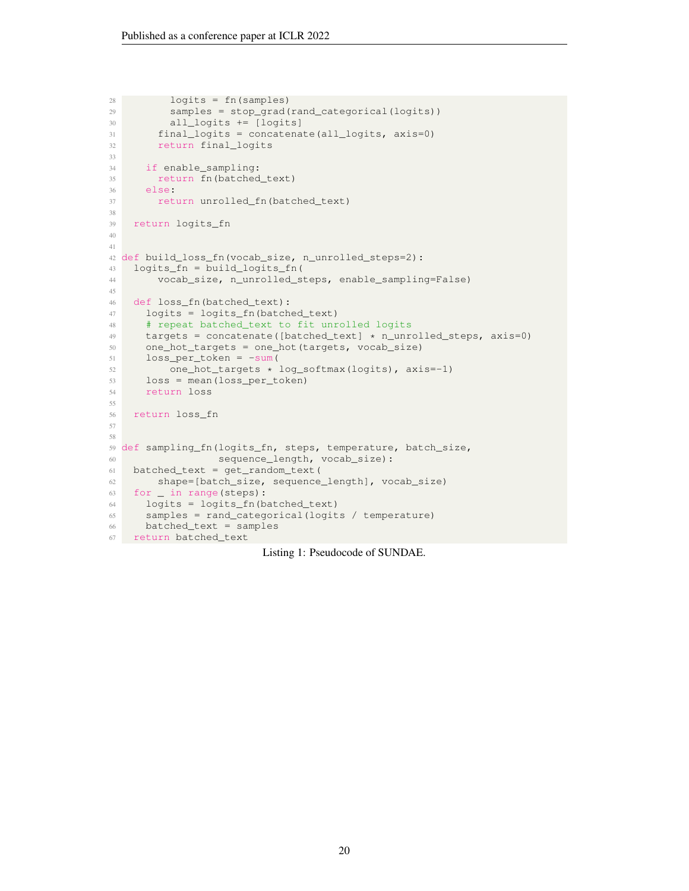```
        logits = fn(samples)
        samples = stop_grad(rand_categorical(logits))
        all_logits += [logits]
      final_logits = concatenate(all_logits, axis=0)
      return final_logits

    if enable_sampling:
      return fn(batched_text)
    else:
      return unrolled_fn(batched_text)

  return logits_fn


def build_loss_fn(vocab_size, n_unrolled_steps=2):
  logits_fn = build_logits_fn(
      vocab_size, n_unrolled_steps, enable_sampling=False)

  def loss_fn(batched_text):
    logits = logits_fn(batched_text)
    # repeat batched_text to fit unrolled logits
    targets = concatenate([batched_text] * n_unrolled_steps, axis=0)
    one_hot_targets = one_hot(targets, vocab_size)
    loss_per_token = -sum(
        one_hot_targets * log_softmax(logits), axis=-1)
    loss = mean(loss_per_token)
    return loss

  return loss_fn


def sampling_fn(logits_fn, steps, temperature, batch_size,
                sequence_length, vocab_size):
  batched_text = get_random_text(
      shape=[batch_size, sequence_length], vocab_size)
  for _ in range(steps):
    logits = logits_fn(batched_text)
    samples = rand_categorical(logits / temperature)
    batched_text = samples
  return batched_text
```

Listing 1: Pseudocode of SUNDAE.